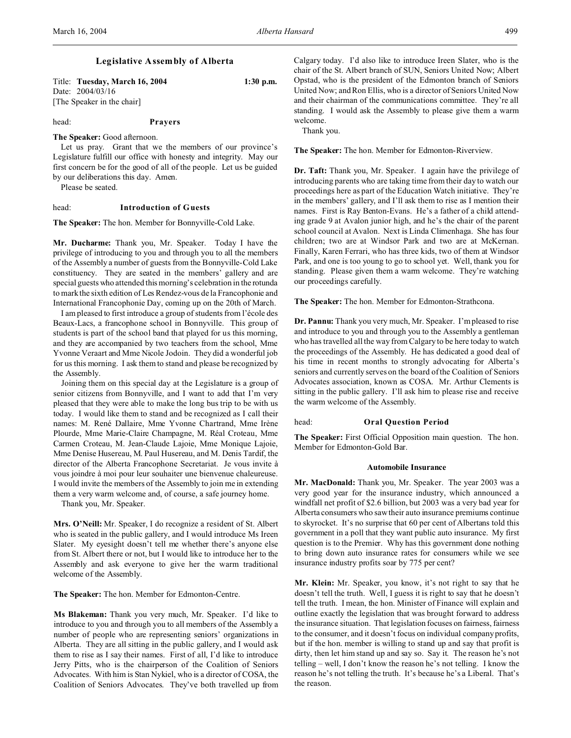# Legislative Assembly of Alberta

Title: **Tuesday, March 16, 2004** 1:30 p.m.
Date: 2004/03/16
[The Speaker in the chair]

head: **Prayers**

**The Speaker:** Good afternoon.

Let us pray. Grant that we the members of our province's Legislature fulfill our office with honesty and integrity. May our first concern be for the good of all of the people. Let us be guided by our deliberations this day. Amen.

Please be seated.

head: **Introduction of Guests**

**The Speaker:** The hon. Member for Bonnyville-Cold Lake.

**Mr. Ducharme:** Thank you, Mr. Speaker. Today I have the privilege of introducing to you and through you to all the members of the Assembly a number of guests from the Bonnyville-Cold Lake constituency. They are seated in the members' gallery and are special guests who attended this morning's celebration in the rotunda to mark the sixth edition of Les Rendez-vous de la Francophonie and International Francophonie Day, coming up on the 20th of March.

I am pleased to first introduce a group of students from l'école des Beaux-Lacs, a francophone school in Bonnyville. This group of students is part of the school band that played for us this morning, and they are accompanied by two teachers from the school, Mme Yvonne Veraart and Mme Nicole Jodoin. They did a wonderful job for us this morning. I ask them to stand and please be recognized by the Assembly.

Joining them on this special day at the Legislature is a group of senior citizens from Bonnyville, and I want to add that I'm very pleased that they were able to make the long bus trip to be with us today. I would like them to stand and be recognized as I call their names: M. René Dallaire, Mme Yvonne Chartrand, Mme Irène Plourde, Mme Marie-Claire Champagne, M. Réal Croteau, Mme Carmen Croteau, M. Jean-Claude Lajoie, Mme Monique Lajoie, Mme Denise Husereau, M. Paul Husereau, and M. Denis Tardif, the director of the Alberta Francophone Secretariat. Je vous invite à vous joindre à moi pour leur souhaiter une bienvenue chaleureuse. I would invite the members of the Assembly to join me in extending them a very warm welcome and, of course, a safe journey home.

Thank you, Mr. Speaker.

**Mrs. O'Neill:** Mr. Speaker, I do recognize a resident of St. Albert who is seated in the public gallery, and I would introduce Ms Ireen Slater. My eyesight doesn't tell me whether there's anyone else from St. Albert there or not, but I would like to introduce her to the Assembly and ask everyone to give her the warm traditional welcome of the Assembly.

**The Speaker:** The hon. Member for Edmonton-Centre.

**Ms Blakeman:** Thank you very much, Mr. Speaker. I'd like to introduce to you and through you to all members of the Assembly a number of people who are representing seniors' organizations in Alberta. They are all sitting in the public gallery, and I would ask them to rise as I say their names. First of all, I'd like to introduce Jerry Pitts, who is the chairperson of the Coalition of Seniors Advocates. With him is Stan Nykiel, who is a director of COSA, the Coalition of Seniors Advocates. They've both travelled up from Calgary today. I'd also like to introduce Ireen Slater, who is the chair of the St. Albert branch of SUN, Seniors United Now; Albert Opstad, who is the president of the Edmonton branch of Seniors United Now; and Ron Ellis, who is a director of Seniors United Now and their chairman of the communications committee. They're all standing. I would ask the Assembly to please give them a warm welcome.

Thank you.

**The Speaker:** The hon. Member for Edmonton-Riverview.

**Dr. Taft:** Thank you, Mr. Speaker. I again have the privilege of introducing parents who are taking time from their day to watch our proceedings here as part of the Education Watch initiative. They're in the members' gallery, and I'll ask them to rise as I mention their names. First is Ray Benton-Evans. He's a father of a child attending grade 9 at Avalon junior high, and he's the chair of the parent school council at Avalon. Next is Linda Climenhaga. She has four children; two are at Windsor Park and two are at McKernan. Finally, Karen Ferrari, who has three kids, two of them at Windsor Park, and one is too young to go to school yet. Well, thank you for standing. Please given them a warm welcome. They're watching our proceedings carefully.

**The Speaker:** The hon. Member for Edmonton-Strathcona.

**Dr. Pannu:** Thank you very much, Mr. Speaker. I'm pleased to rise and introduce to you and through you to the Assembly a gentleman who has travelled all the way from Calgary to be here today to watch the proceedings of the Assembly. He has dedicated a good deal of his time in recent months to strongly advocating for Alberta's seniors and currently serves on the board of the Coalition of Seniors Advocates association, known as COSA. Mr. Arthur Clements is sitting in the public gallery. I'll ask him to please rise and receive the warm welcome of the Assembly.

head: **Oral Question Period**

**The Speaker:** First Official Opposition main question. The hon. Member for Edmonton-Gold Bar.

### Automobile Insurance

**Mr. MacDonald:** Thank you, Mr. Speaker. The year 2003 was a very good year for the insurance industry, which announced a windfall net profit of $2.6 billion, but 2003 was a very bad year for Alberta consumers who saw their auto insurance premiums continue to skyrocket. It's no surprise that 60 per cent of Albertans told this government in a poll that they want public auto insurance. My first question is to the Premier. Why has this government done nothing to bring down auto insurance rates for consumers while we see insurance industry profits soar by 775 per cent?

**Mr. Klein:** Mr. Speaker, you know, it's not right to say that he doesn't tell the truth. Well, I guess it is right to say that he doesn't tell the truth. I mean, the hon. Minister of Finance will explain and outline exactly the legislation that was brought forward to address the insurance situation. That legislation focuses on fairness, fairness to the consumer, and it doesn't focus on individual company profits, but if the hon. member is willing to stand up and say that profit is dirty, then let him stand up and say so. Say it. The reason he's not telling – well, I don't know the reason he's not telling. I know the reason he's not telling the truth. It's because he's a Liberal. That's the reason.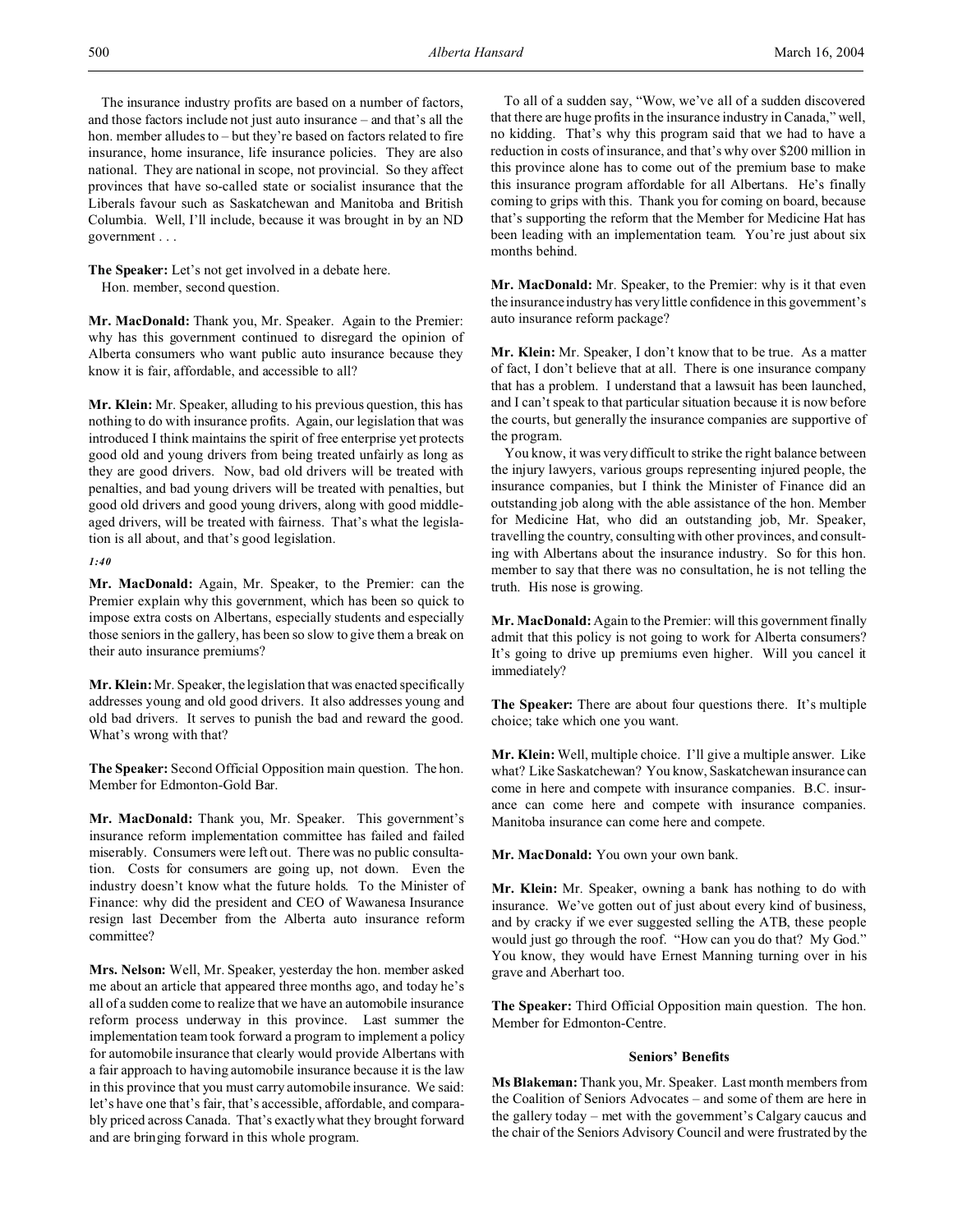The insurance industry profits are based on a number of factors, and those factors include not just auto insurance – and that's all the hon. member alludes to – but they're based on factors related to fire insurance, home insurance, life insurance policies. They are also national. They are national in scope, not provincial. So they affect provinces that have so-called state or socialist insurance that the Liberals favour such as Saskatchewan and Manitoba and British Columbia. Well, I'll include, because it was brought in by an ND government . . .

**The Speaker:** Let's not get involved in a debate here.

Hon. member, second question.

**Mr. MacDonald:** Thank you, Mr. Speaker. Again to the Premier: why has this government continued to disregard the opinion of Alberta consumers who want public auto insurance because they know it is fair, affordable, and accessible to all?

**Mr. Klein:** Mr. Speaker, alluding to his previous question, this has nothing to do with insurance profits. Again, our legislation that was introduced I think maintains the spirit of free enterprise yet protects good old and young drivers from being treated unfairly as long as they are good drivers. Now, bad old drivers will be treated with penalties, and bad young drivers will be treated with penalties, but good old drivers and good young drivers, along with good middle-aged drivers, will be treated with fairness. That's what the legislation is all about, and that's good legislation.

*1:40*

**Mr. MacDonald:** Again, Mr. Speaker, to the Premier: can the Premier explain why this government, which has been so quick to impose extra costs on Albertans, especially students and especially those seniors in the gallery, has been so slow to give them a break on their auto insurance premiums?

**Mr. Klein:** Mr. Speaker, the legislation that was enacted specifically addresses young and old good drivers. It also addresses young and old bad drivers. It serves to punish the bad and reward the good. What's wrong with that?

**The Speaker:** Second Official Opposition main question. The hon. Member for Edmonton-Gold Bar.

**Mr. MacDonald:** Thank you, Mr. Speaker. This government's insurance reform implementation committee has failed and failed miserably. Consumers were left out. There was no public consultation. Costs for consumers are going up, not down. Even the industry doesn't know what the future holds. To the Minister of Finance: why did the president and CEO of Wawanesa Insurance resign last December from the Alberta auto insurance reform committee?

**Mrs. Nelson:** Well, Mr. Speaker, yesterday the hon. member asked me about an article that appeared three months ago, and today he's all of a sudden come to realize that we have an automobile insurance reform process underway in this province. Last summer the implementation team took forward a program to implement a policy for automobile insurance that clearly would provide Albertans with a fair approach to having automobile insurance because it is the law in this province that you must carry automobile insurance. We said: let's have one that's fair, that's accessible, affordable, and comparably priced across Canada. That's exactly what they brought forward and are bringing forward in this whole program.

To all of a sudden say, "Wow, we've all of a sudden discovered that there are huge profits in the insurance industry in Canada," well, no kidding. That's why this program said that we had to have a reduction in costs of insurance, and that's why over $200 million in this province alone has to come out of the premium base to make this insurance program affordable for all Albertans. He's finally coming to grips with this. Thank you for coming on board, because that's supporting the reform that the Member for Medicine Hat has been leading with an implementation team. You're just about six months behind.

**Mr. MacDonald:** Mr. Speaker, to the Premier: why is it that even the insurance industry has very little confidence in this government's auto insurance reform package?

**Mr. Klein:** Mr. Speaker, I don't know that to be true. As a matter of fact, I don't believe that at all. There is one insurance company that has a problem. I understand that a lawsuit has been launched, and I can't speak to that particular situation because it is now before the courts, but generally the insurance companies are supportive of the program.

You know, it was very difficult to strike the right balance between the injury lawyers, various groups representing injured people, the insurance companies, but I think the Minister of Finance did an outstanding job along with the able assistance of the hon. Member for Medicine Hat, who did an outstanding job, Mr. Speaker, travelling the country, consulting with other provinces, and consulting with Albertans about the insurance industry. So for this hon. member to say that there was no consultation, he is not telling the truth. His nose is growing.

**Mr. MacDonald:** Again to the Premier: will this government finally admit that this policy is not going to work for Alberta consumers? It's going to drive up premiums even higher. Will you cancel it immediately?

**The Speaker:** There are about four questions there. It's multiple choice; take which one you want.

**Mr. Klein:** Well, multiple choice. I'll give a multiple answer. Like what? Like Saskatchewan? You know, Saskatchewan insurance can come in here and compete with insurance companies. B.C. insurance can come here and compete with insurance companies. Manitoba insurance can come here and compete.

**Mr. MacDonald:** You own your own bank.

**Mr. Klein:** Mr. Speaker, owning a bank has nothing to do with insurance. We've gotten out of just about every kind of business, and by cracky if we ever suggested selling the ATB, these people would just go through the roof. "How can you do that? My God." You know, they would have Ernest Manning turning over in his grave and Aberhart too.

**The Speaker:** Third Official Opposition main question. The hon. Member for Edmonton-Centre.

### Seniors' Benefits

**Ms Blakeman:** Thank you, Mr. Speaker. Last month members from the Coalition of Seniors Advocates – and some of them are here in the gallery today – met with the government's Calgary caucus and the chair of the Seniors Advisory Council and were frustrated by the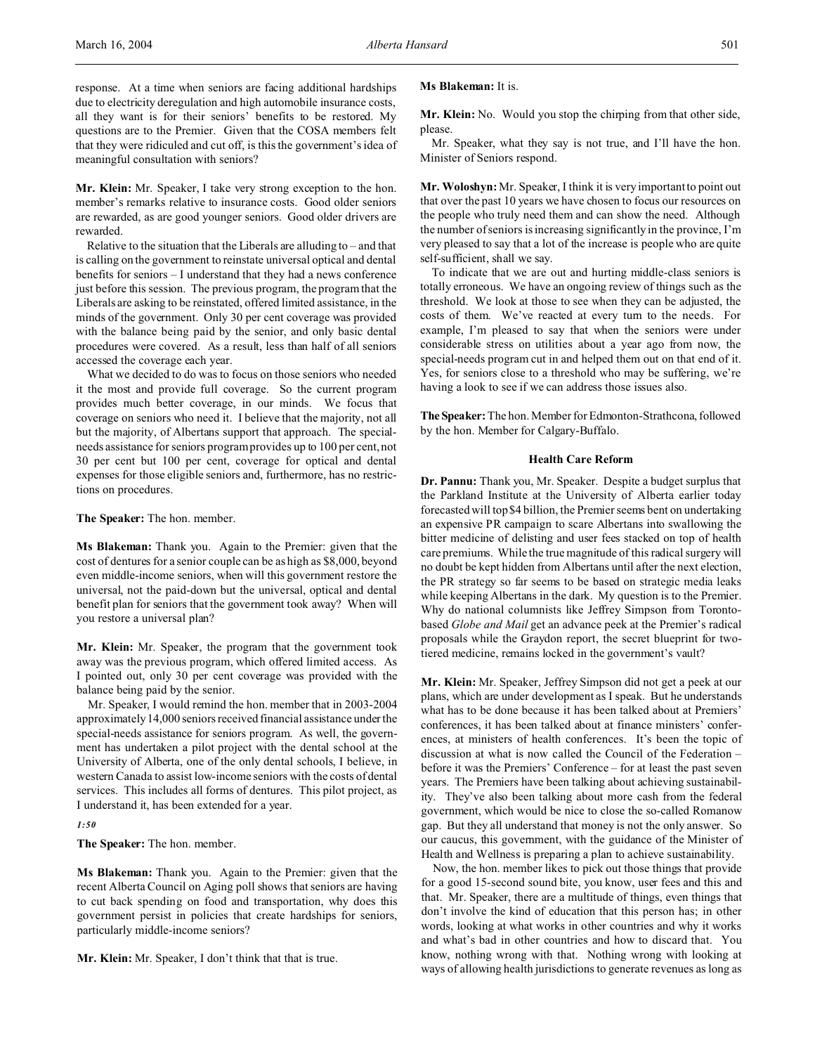response. At a time when seniors are facing additional hardships due to electricity deregulation and high automobile insurance costs, all they want is for their seniors' benefits to be restored. My questions are to the Premier. Given that the COSA members felt that they were ridiculed and cut off, is this the government's idea of meaningful consultation with seniors?

**Mr. Klein:** Mr. Speaker, I take very strong exception to the hon. member's remarks relative to insurance costs. Good older seniors are rewarded, as are good younger seniors. Good older drivers are rewarded.

Relative to the situation that the Liberals are alluding to – and that is calling on the government to reinstate universal optical and dental benefits for seniors – I understand that they had a news conference just before this session. The previous program, the program that the Liberals are asking to be reinstated, offered limited assistance, in the minds of the government. Only 30 per cent coverage was provided with the balance being paid by the senior, and only basic dental procedures were covered. As a result, less than half of all seniors accessed the coverage each year.

What we decided to do was to focus on those seniors who needed it the most and provide full coverage. So the current program provides much better coverage, in our minds. We focus that coverage on seniors who need it. I believe that the majority, not all but the majority, of Albertans support that approach. The special-needs assistance for seniors program provides up to 100 per cent, not 30 per cent but 100 per cent, coverage for optical and dental expenses for those eligible seniors and, furthermore, has no restrictions on procedures.

**The Speaker:** The hon. member.

**Ms Blakeman:** Thank you. Again to the Premier: given that the cost of dentures for a senior couple can be as high as $8,000, beyond even middle-income seniors, when will this government restore the universal, not the paid-down but the universal, optical and dental benefit plan for seniors that the government took away? When will you restore a universal plan?

**Mr. Klein:** Mr. Speaker, the program that the government took away was the previous program, which offered limited access. As I pointed out, only 30 per cent coverage was provided with the balance being paid by the senior.

Mr. Speaker, I would remind the hon. member that in 2003-2004 approximately 14,000 seniors received financial assistance under the special-needs assistance for seniors program. As well, the government has undertaken a pilot project with the dental school at the University of Alberta, one of the only dental schools, I believe, in western Canada to assist low-income seniors with the costs of dental services. This includes all forms of dentures. This pilot project, as I understand it, has been extended for a year.

*1:50*

**The Speaker:** The hon. member.

**Ms Blakeman:** Thank you. Again to the Premier: given that the recent Alberta Council on Aging poll shows that seniors are having to cut back spending on food and transportation, why does this government persist in policies that create hardships for seniors, particularly middle-income seniors?

**Mr. Klein:** Mr. Speaker, I don't think that that is true.

**Ms Blakeman:** It is.

**Mr. Klein:** No. Would you stop the chirping from that other side, please.

Mr. Speaker, what they say is not true, and I'll have the hon. Minister of Seniors respond.

**Mr. Woloshyn:** Mr. Speaker, I think it is very important to point out that over the past 10 years we have chosen to focus our resources on the people who truly need them and can show the need. Although the number of seniors is increasing significantly in the province, I'm very pleased to say that a lot of the increase is people who are quite self-sufficient, shall we say.

To indicate that we are out and hurting middle-class seniors is totally erroneous. We have an ongoing review of things such as the threshold. We look at those to see when they can be adjusted, the costs of them. We've reacted at every turn to the needs. For example, I'm pleased to say that when the seniors were under considerable stress on utilities about a year ago from now, the special-needs program cut in and helped them out on that end of it. Yes, for seniors close to a threshold who may be suffering, we're having a look to see if we can address those issues also.

**The Speaker:** The hon. Member for Edmonton-Strathcona, followed by the hon. Member for Calgary-Buffalo.

### Health Care Reform

**Dr. Pannu:** Thank you, Mr. Speaker. Despite a budget surplus that the Parkland Institute at the University of Alberta earlier today forecasted will top $4 billion, the Premier seems bent on undertaking an expensive PR campaign to scare Albertans into swallowing the bitter medicine of delisting and user fees stacked on top of health care premiums. While the true magnitude of this radical surgery will no doubt be kept hidden from Albertans until after the next election, the PR strategy so far seems to be based on strategic media leaks while keeping Albertans in the dark. My question is to the Premier. Why do national columnists like Jeffrey Simpson from Toronto-based *Globe and Mail* get an advance peek at the Premier's radical proposals while the Graydon report, the secret blueprint for two-tiered medicine, remains locked in the government's vault?

**Mr. Klein:** Mr. Speaker, Jeffrey Simpson did not get a peek at our plans, which are under development as I speak. But he understands what has to be done because it has been talked about at Premiers' conferences, it has been talked about at finance ministers' conferences, at ministers of health conferences. It's been the topic of discussion at what is now called the Council of the Federation – before it was the Premiers' Conference – for at least the past seven years. The Premiers have been talking about achieving sustainability. They've also been talking about more cash from the federal government, which would be nice to close the so-called Romanow gap. But they all understand that money is not the only answer. So our caucus, this government, with the guidance of the Minister of Health and Wellness is preparing a plan to achieve sustainability.

Now, the hon. member likes to pick out those things that provide for a good 15-second sound bite, you know, user fees and this and that. Mr. Speaker, there are a multitude of things, even things that don't involve the kind of education that this person has; in other words, looking at what works in other countries and why it works and what's bad in other countries and how to discard that. You know, nothing wrong with that. Nothing wrong with looking at ways of allowing health jurisdictions to generate revenues as long as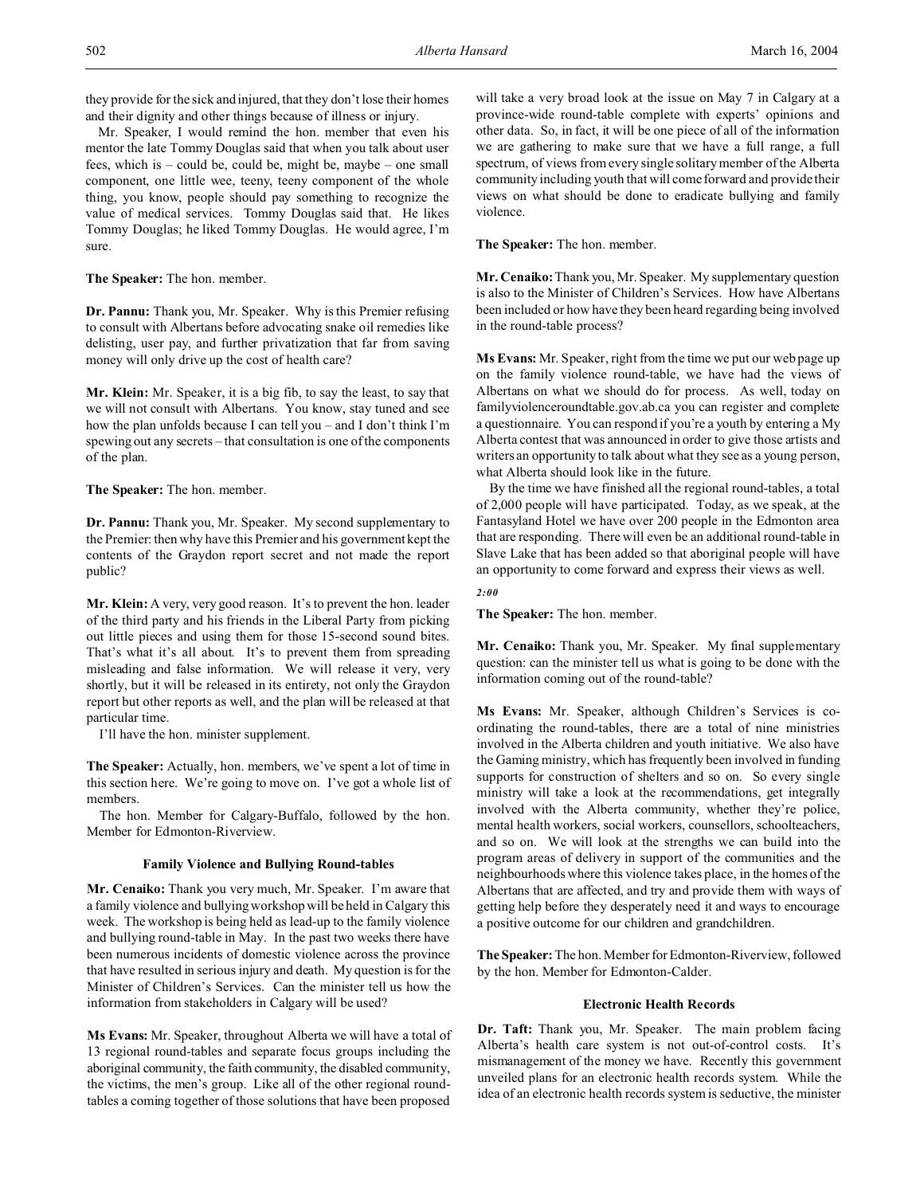they provide for the sick and injured, that they don't lose their homes and their dignity and other things because of illness or injury.

Mr. Speaker, I would remind the hon. member that even his mentor the late Tommy Douglas said that when you talk about user fees, which is – could be, could be, might be, maybe – one small component, one little wee, teeny, teeny component of the whole thing, you know, people should pay something to recognize the value of medical services. Tommy Douglas said that. He likes Tommy Douglas; he liked Tommy Douglas. He would agree, I'm sure.

**The Speaker:** The hon. member.

**Dr. Pannu:** Thank you, Mr. Speaker. Why is this Premier refusing to consult with Albertans before advocating snake oil remedies like delisting, user pay, and further privatization that far from saving money will only drive up the cost of health care?

**Mr. Klein:** Mr. Speaker, it is a big fib, to say the least, to say that we will not consult with Albertans. You know, stay tuned and see how the plan unfolds because I can tell you – and I don't think I'm spewing out any secrets – that consultation is one of the components of the plan.

**The Speaker:** The hon. member.

**Dr. Pannu:** Thank you, Mr. Speaker. My second supplementary to the Premier: then why have this Premier and his government kept the contents of the Graydon report secret and not made the report public?

**Mr. Klein:** A very, very good reason. It's to prevent the hon. leader of the third party and his friends in the Liberal Party from picking out little pieces and using them for those 15-second sound bites. That's what it's all about. It's to prevent them from spreading misleading and false information. We will release it very, very shortly, but it will be released in its entirety, not only the Graydon report but other reports as well, and the plan will be released at that particular time.

I'll have the hon. minister supplement.

**The Speaker:** Actually, hon. members, we've spent a lot of time in this section here. We're going to move on. I've got a whole list of members.

The hon. Member for Calgary-Buffalo, followed by the hon. Member for Edmonton-Riverview.

### Family Violence and Bullying Round-tables

**Mr. Cenaiko:** Thank you very much, Mr. Speaker. I'm aware that a family violence and bullying workshop will be held in Calgary this week. The workshop is being held as lead-up to the family violence and bullying round-table in May. In the past two weeks there have been numerous incidents of domestic violence across the province that have resulted in serious injury and death. My question is for the Minister of Children's Services. Can the minister tell us how the information from stakeholders in Calgary will be used?

**Ms Evans:** Mr. Speaker, throughout Alberta we will have a total of 13 regional round-tables and separate focus groups including the aboriginal community, the faith community, the disabled community, the victims, the men's group. Like all of the other regional round-tables a coming together of those solutions that have been proposed will take a very broad look at the issue on May 7 in Calgary at a province-wide round-table complete with experts' opinions and other data. So, in fact, it will be one piece of all of the information we are gathering to make sure that we have a full range, a full spectrum, of views from every single solitary member of the Alberta community including youth that will come forward and provide their views on what should be done to eradicate bullying and family violence.

**The Speaker:** The hon. member.

**Mr. Cenaiko:** Thank you, Mr. Speaker. My supplementary question is also to the Minister of Children's Services. How have Albertans been included or how have they been heard regarding being involved in the round-table process?

**Ms Evans:** Mr. Speaker, right from the time we put our web page up on the family violence round-table, we have had the views of Albertans on what we should do for process. As well, today on familyviolenceroundtable.gov.ab.ca you can register and complete a questionnaire. You can respond if you're a youth by entering a My Alberta contest that was announced in order to give those artists and writers an opportunity to talk about what they see as a young person, what Alberta should look like in the future.

By the time we have finished all the regional round-tables, a total of 2,000 people will have participated. Today, as we speak, at the Fantasyland Hotel we have over 200 people in the Edmonton area that are responding. There will even be an additional round-table in Slave Lake that has been added so that aboriginal people will have an opportunity to come forward and express their views as well.

*2:00*

**The Speaker:** The hon. member.

**Mr. Cenaiko:** Thank you, Mr. Speaker. My final supplementary question: can the minister tell us what is going to be done with the information coming out of the round-table?

**Ms Evans:** Mr. Speaker, although Children's Services is co-ordinating the round-tables, there are a total of nine ministries involved in the Alberta children and youth initiative. We also have the Gaming ministry, which has frequently been involved in funding supports for construction of shelters and so on. So every single ministry will take a look at the recommendations, get integrally involved with the Alberta community, whether they're police, mental health workers, social workers, counsellors, schoolteachers, and so on. We will look at the strengths we can build into the program areas of delivery in support of the communities and the neighbourhoods where this violence takes place, in the homes of the Albertans that are affected, and try and provide them with ways of getting help before they desperately need it and ways to encourage a positive outcome for our children and grandchildren.

**The Speaker:** The hon. Member for Edmonton-Riverview, followed by the hon. Member for Edmonton-Calder.

### Electronic Health Records

**Dr. Taft:** Thank you, Mr. Speaker. The main problem facing Alberta's health care system is not out-of-control costs. It's mismanagement of the money we have. Recently this government unveiled plans for an electronic health records system. While the idea of an electronic health records system is seductive, the minister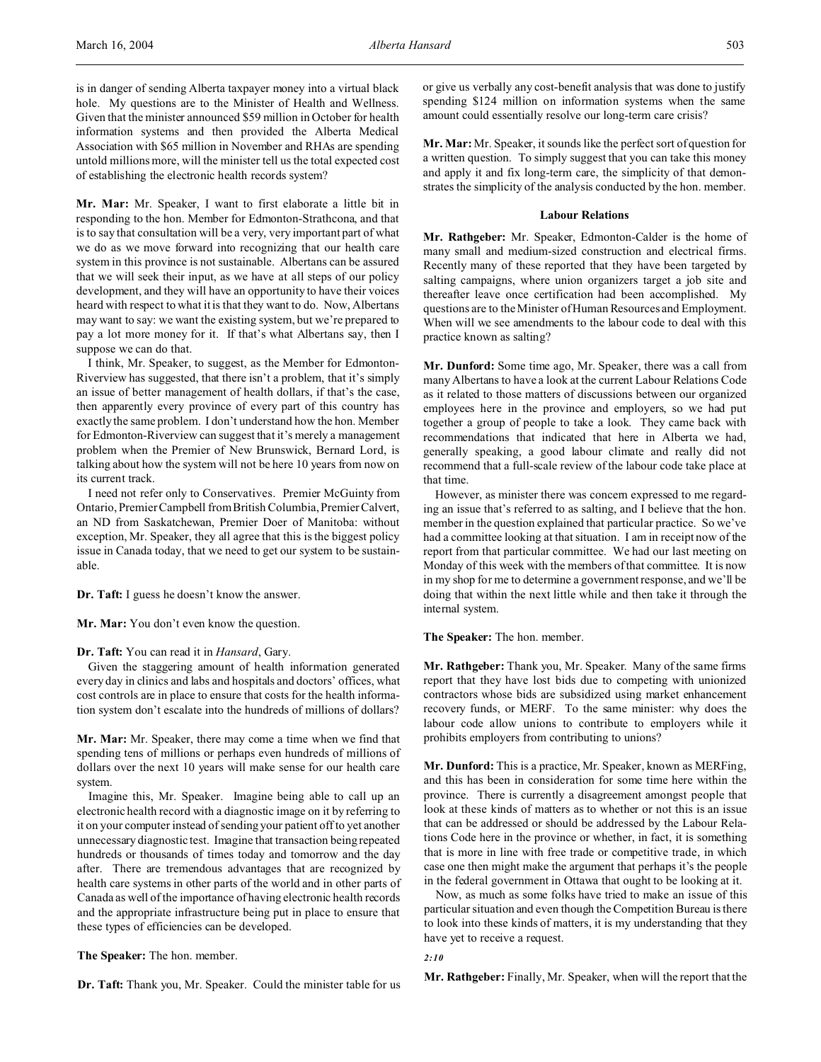is in danger of sending Alberta taxpayer money into a virtual black hole. My questions are to the Minister of Health and Wellness. Given that the minister announced $59 million in October for health information systems and then provided the Alberta Medical Association with $65 million in November and RHAs are spending untold millions more, will the minister tell us the total expected cost of establishing the electronic health records system?

**Mr. Mar:** Mr. Speaker, I want to first elaborate a little bit in responding to the hon. Member for Edmonton-Strathcona, and that is to say that consultation will be a very, very important part of what we do as we move forward into recognizing that our health care system in this province is not sustainable. Albertans can be assured that we will seek their input, as we have at all steps of our policy development, and they will have an opportunity to have their voices heard with respect to what it is that they want to do. Now, Albertans may want to say: we want the existing system, but we're prepared to pay a lot more money for it. If that's what Albertans say, then I suppose we can do that.

I think, Mr. Speaker, to suggest, as the Member for Edmonton-Riverview has suggested, that there isn't a problem, that it's simply an issue of better management of health dollars, if that's the case, then apparently every province of every part of this country has exactly the same problem. I don't understand how the hon. Member for Edmonton-Riverview can suggest that it's merely a management problem when the Premier of New Brunswick, Bernard Lord, is talking about how the system will not be here 10 years from now on its current track.

I need not refer only to Conservatives. Premier McGuinty from Ontario, Premier Campbell from British Columbia, Premier Calvert, an ND from Saskatchewan, Premier Doer of Manitoba: without exception, Mr. Speaker, they all agree that this is the biggest policy issue in Canada today, that we need to get our system to be sustainable.

**Dr. Taft:** I guess he doesn't know the answer.

**Mr. Mar:** You don't even know the question.

**Dr. Taft:** You can read it in *Hansard*, Gary.

Given the staggering amount of health information generated every day in clinics and labs and hospitals and doctors' offices, what cost controls are in place to ensure that costs for the health information system don't escalate into the hundreds of millions of dollars?

**Mr. Mar:** Mr. Speaker, there may come a time when we find that spending tens of millions or perhaps even hundreds of millions of dollars over the next 10 years will make sense for our health care system.

Imagine this, Mr. Speaker. Imagine being able to call up an electronic health record with a diagnostic image on it by referring to it on your computer instead of sending your patient off to yet another unnecessary diagnostic test. Imagine that transaction being repeated hundreds or thousands of times today and tomorrow and the day after. There are tremendous advantages that are recognized by health care systems in other parts of the world and in other parts of Canada as well of the importance of having electronic health records and the appropriate infrastructure being put in place to ensure that these types of efficiencies can be developed.

**The Speaker:** The hon. member.

**Dr. Taft:** Thank you, Mr. Speaker. Could the minister table for us or give us verbally any cost-benefit analysis that was done to justify spending $124 million on information systems when the same amount could essentially resolve our long-term care crisis?

**Mr. Mar:** Mr. Speaker, it sounds like the perfect sort of question for a written question. To simply suggest that you can take this money and apply it and fix long-term care, the simplicity of that demonstrates the simplicity of the analysis conducted by the hon. member.

## Labour Relations

**Mr. Rathgeber:** Mr. Speaker, Edmonton-Calder is the home of many small and medium-sized construction and electrical firms. Recently many of these reported that they have been targeted by salting campaigns, where union organizers target a job site and thereafter leave once certification had been accomplished. My questions are to the Minister of Human Resources and Employment. When will we see amendments to the labour code to deal with this practice known as salting?

**Mr. Dunford:** Some time ago, Mr. Speaker, there was a call from many Albertans to have a look at the current Labour Relations Code as it related to those matters of discussions between our organized employees here in the province and employers, so we had put together a group of people to take a look. They came back with recommendations that indicated that here in Alberta we had, generally speaking, a good labour climate and really did not recommend that a full-scale review of the labour code take place at that time.

However, as minister there was concern expressed to me regarding an issue that's referred to as salting, and I believe that the hon. member in the question explained that particular practice. So we've had a committee looking at that situation. I am in receipt now of the report from that particular committee. We had our last meeting on Monday of this week with the members of that committee. It is now in my shop for me to determine a government response, and we'll be doing that within the next little while and then take it through the internal system.

**The Speaker:** The hon. member.

**Mr. Rathgeber:** Thank you, Mr. Speaker. Many of the same firms report that they have lost bids due to competing with unionized contractors whose bids are subsidized using market enhancement recovery funds, or MERF. To the same minister: why does the labour code allow unions to contribute to employers while it prohibits employers from contributing to unions?

**Mr. Dunford:** This is a practice, Mr. Speaker, known as MERFing, and this has been in consideration for some time here within the province. There is currently a disagreement amongst people that look at these kinds of matters as to whether or not this is an issue that can be addressed or should be addressed by the Labour Relations Code here in the province or whether, in fact, it is something that is more in line with free trade or competitive trade, in which case one then might make the argument that perhaps it's the people in the federal government in Ottawa that ought to be looking at it.

Now, as much as some folks have tried to make an issue of this particular situation and even though the Competition Bureau is there to look into these kinds of matters, it is my understanding that they have yet to receive a request.

*2:10*

**Mr. Rathgeber:** Finally, Mr. Speaker, when will the report that the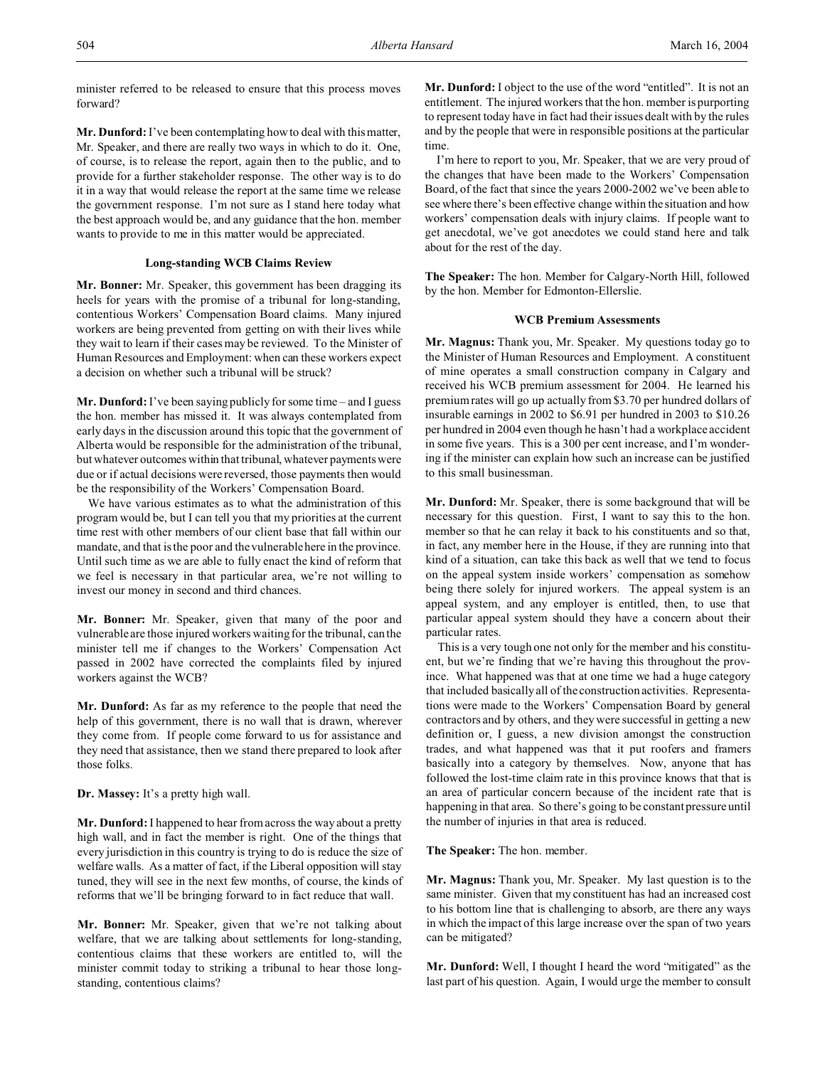minister referred to be released to ensure that this process moves forward?

**Mr. Dunford:** I've been contemplating how to deal with this matter, Mr. Speaker, and there are really two ways in which to do it. One, of course, is to release the report, again then to the public, and to provide for a further stakeholder response. The other way is to do it in a way that would release the report at the same time we release the government response. I'm not sure as I stand here today what the best approach would be, and any guidance that the hon. member wants to provide to me in this matter would be appreciated.

### Long-standing WCB Claims Review

**Mr. Bonner:** Mr. Speaker, this government has been dragging its heels for years with the promise of a tribunal for long-standing, contentious Workers' Compensation Board claims. Many injured workers are being prevented from getting on with their lives while they wait to learn if their cases may be reviewed. To the Minister of Human Resources and Employment: when can these workers expect a decision on whether such a tribunal will be struck?

**Mr. Dunford:** I've been saying publicly for some time – and I guess the hon. member has missed it. It was always contemplated from early days in the discussion around this topic that the government of Alberta would be responsible for the administration of the tribunal, but whatever outcomes within that tribunal, whatever payments were due or if actual decisions were reversed, those payments then would be the responsibility of the Workers' Compensation Board.

We have various estimates as to what the administration of this program would be, but I can tell you that my priorities at the current time rest with other members of our client base that fall within our mandate, and that is the poor and the vulnerable here in the province. Until such time as we are able to fully enact the kind of reform that we feel is necessary in that particular area, we're not willing to invest our money in second and third chances.

**Mr. Bonner:** Mr. Speaker, given that many of the poor and vulnerable are those injured workers waiting for the tribunal, can the minister tell me if changes to the Workers' Compensation Act passed in 2002 have corrected the complaints filed by injured workers against the WCB?

**Mr. Dunford:** As far as my reference to the people that need the help of this government, there is no wall that is drawn, wherever they come from. If people come forward to us for assistance and they need that assistance, then we stand there prepared to look after those folks.

**Dr. Massey:** It's a pretty high wall.

**Mr. Dunford:** I happened to hear from across the way about a pretty high wall, and in fact the member is right. One of the things that every jurisdiction in this country is trying to do is reduce the size of welfare walls. As a matter of fact, if the Liberal opposition will stay tuned, they will see in the next few months, of course, the kinds of reforms that we'll be bringing forward to in fact reduce that wall.

**Mr. Bonner:** Mr. Speaker, given that we're not talking about welfare, that we are talking about settlements for long-standing, contentious claims that these workers are entitled to, will the minister commit today to striking a tribunal to hear those long-standing, contentious claims?

**Mr. Dunford:** I object to the use of the word "entitled". It is not an entitlement. The injured workers that the hon. member is purporting to represent today have in fact had their issues dealt with by the rules and by the people that were in responsible positions at the particular time.

I'm here to report to you, Mr. Speaker, that we are very proud of the changes that have been made to the Workers' Compensation Board, of the fact that since the years 2000-2002 we've been able to see where there's been effective change within the situation and how workers' compensation deals with injury claims. If people want to get anecdotal, we've got anecdotes we could stand here and talk about for the rest of the day.

**The Speaker:** The hon. Member for Calgary-North Hill, followed by the hon. Member for Edmonton-Ellerslie.

### WCB Premium Assessments

**Mr. Magnus:** Thank you, Mr. Speaker. My questions today go to the Minister of Human Resources and Employment. A constituent of mine operates a small construction company in Calgary and received his WCB premium assessment for 2004. He learned his premium rates will go up actually from $3.70 per hundred dollars of insurable earnings in 2002 to $6.91 per hundred in 2003 to $10.26 per hundred in 2004 even though he hasn't had a workplace accident in some five years. This is a 300 per cent increase, and I'm wondering if the minister can explain how such an increase can be justified to this small businessman.

**Mr. Dunford:** Mr. Speaker, there is some background that will be necessary for this question. First, I want to say this to the hon. member so that he can relay it back to his constituents and so that, in fact, any member here in the House, if they are running into that kind of a situation, can take this back as well that we tend to focus on the appeal system inside workers' compensation as somehow being there solely for injured workers. The appeal system is an appeal system, and any employer is entitled, then, to use that particular appeal system should they have a concern about their particular rates.

This is a very tough one not only for the member and his constituent, but we're finding that we're having this throughout the province. What happened was that at one time we had a huge category that included basically all of the construction activities. Representations were made to the Workers' Compensation Board by general contractors and by others, and they were successful in getting a new definition or, I guess, a new division amongst the construction trades, and what happened was that it put roofers and framers basically into a category by themselves. Now, anyone that has followed the lost-time claim rate in this province knows that that is an area of particular concern because of the incident rate that is happening in that area. So there's going to be constant pressure until the number of injuries in that area is reduced.

**The Speaker:** The hon. member.

**Mr. Magnus:** Thank you, Mr. Speaker. My last question is to the same minister. Given that my constituent has had an increased cost to his bottom line that is challenging to absorb, are there any ways in which the impact of this large increase over the span of two years can be mitigated?

**Mr. Dunford:** Well, I thought I heard the word "mitigated" as the last part of his question. Again, I would urge the member to consult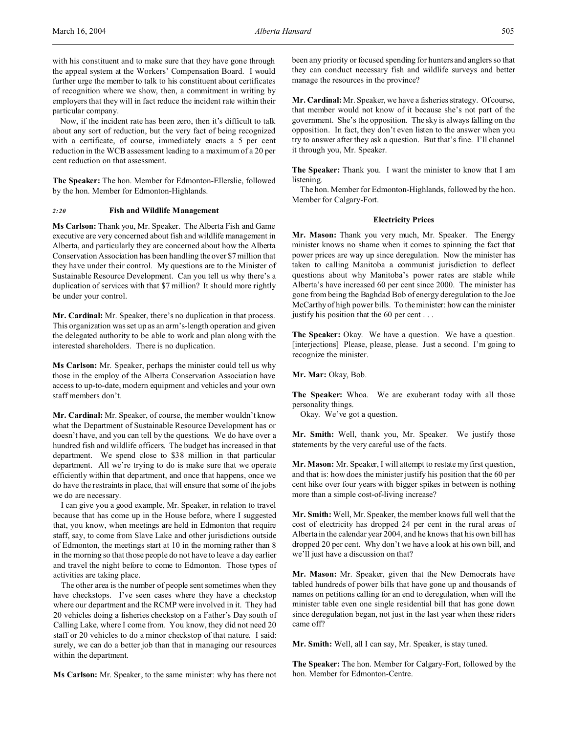with his constituent and to make sure that they have gone through the appeal system at the Workers' Compensation Board. I would further urge the member to talk to his constituent about certificates of recognition where we show, then, a commitment in writing by employers that they will in fact reduce the incident rate within their particular company.

Now, if the incident rate has been zero, then it's difficult to talk about any sort of reduction, but the very fact of being recognized with a certificate, of course, immediately enacts a 5 per cent reduction in the WCB assessment leading to a maximum of a 20 per cent reduction on that assessment.

**The Speaker:** The hon. Member for Edmonton-Ellerslie, followed by the hon. Member for Edmonton-Highlands.

### *2:20* Fish and Wildlife Management

**Ms Carlson:** Thank you, Mr. Speaker. The Alberta Fish and Game executive are very concerned about fish and wildlife management in Alberta, and particularly they are concerned about how the Alberta Conservation Association has been handling the over $7 million that they have under their control. My questions are to the Minister of Sustainable Resource Development. Can you tell us why there's a duplication of services with that $7 million? It should more rightly be under your control.

**Mr. Cardinal:** Mr. Speaker, there's no duplication in that process. This organization was set up as an arm's-length operation and given the delegated authority to be able to work and plan along with the interested shareholders. There is no duplication.

**Ms Carlson:** Mr. Speaker, perhaps the minister could tell us why those in the employ of the Alberta Conservation Association have access to up-to-date, modern equipment and vehicles and your own staff members don't.

**Mr. Cardinal:** Mr. Speaker, of course, the member wouldn't know what the Department of Sustainable Resource Development has or doesn't have, and you can tell by the questions. We do have over a hundred fish and wildlife officers. The budget has increased in that department. We spend close to $38 million in that particular department. All we're trying to do is make sure that we operate efficiently within that department, and once that happens, once we do have the restraints in place, that will ensure that some of the jobs we do are necessary.

I can give you a good example, Mr. Speaker, in relation to travel because that has come up in the House before, where I suggested that, you know, when meetings are held in Edmonton that require staff, say, to come from Slave Lake and other jurisdictions outside of Edmonton, the meetings start at 10 in the morning rather than 8 in the morning so that those people do not have to leave a day earlier and travel the night before to come to Edmonton. Those types of activities are taking place.

The other area is the number of people sent sometimes when they have checkstops. I've seen cases where they have a checkstop where our department and the RCMP were involved in it. They had 20 vehicles doing a fisheries checkstop on a Father's Day south of Calling Lake, where I come from. You know, they did not need 20 staff or 20 vehicles to do a minor checkstop of that nature. I said: surely, we can do a better job than that in managing our resources within the department.

**Ms Carlson:** Mr. Speaker, to the same minister: why has there not been any priority or focused spending for hunters and anglers so that they can conduct necessary fish and wildlife surveys and better manage the resources in the province?

**Mr. Cardinal:** Mr. Speaker, we have a fisheries strategy. Of course, that member would not know of it because she's not part of the government. She's the opposition. The sky is always falling on the opposition. In fact, they don't even listen to the answer when you try to answer after they ask a question. But that's fine. I'll channel it through you, Mr. Speaker.

**The Speaker:** Thank you. I want the minister to know that I am listening.

The hon. Member for Edmonton-Highlands, followed by the hon. Member for Calgary-Fort.

### Electricity Prices

**Mr. Mason:** Thank you very much, Mr. Speaker. The Energy minister knows no shame when it comes to spinning the fact that power prices are way up since deregulation. Now the minister has taken to calling Manitoba a communist jurisdiction to deflect questions about why Manitoba's power rates are stable while Alberta's have increased 60 per cent since 2000. The minister has gone from being the Baghdad Bob of energy deregulation to the Joe McCarthy of high power bills. To the minister: how can the minister justify his position that the 60 per cent . . .

**The Speaker:** Okay. We have a question. We have a question. [interjections] Please, please, please. Just a second. I'm going to recognize the minister.

**Mr. Mar:** Okay, Bob.

**The Speaker:** Whoa. We are exuberant today with all those personality things.

Okay. We've got a question.

**Mr. Smith:** Well, thank you, Mr. Speaker. We justify those statements by the very careful use of the facts.

**Mr. Mason:** Mr. Speaker, I will attempt to restate my first question, and that is: how does the minister justify his position that the 60 per cent hike over four years with bigger spikes in between is nothing more than a simple cost-of-living increase?

**Mr. Smith:** Well, Mr. Speaker, the member knows full well that the cost of electricity has dropped 24 per cent in the rural areas of Alberta in the calendar year 2004, and he knows that his own bill has dropped 20 per cent. Why don't we have a look at his own bill, and we'll just have a discussion on that?

**Mr. Mason:** Mr. Speaker, given that the New Democrats have tabled hundreds of power bills that have gone up and thousands of names on petitions calling for an end to deregulation, when will the minister table even one single residential bill that has gone down since deregulation began, not just in the last year when these riders came off?

**Mr. Smith:** Well, all I can say, Mr. Speaker, is stay tuned.

**The Speaker:** The hon. Member for Calgary-Fort, followed by the hon. Member for Edmonton-Centre.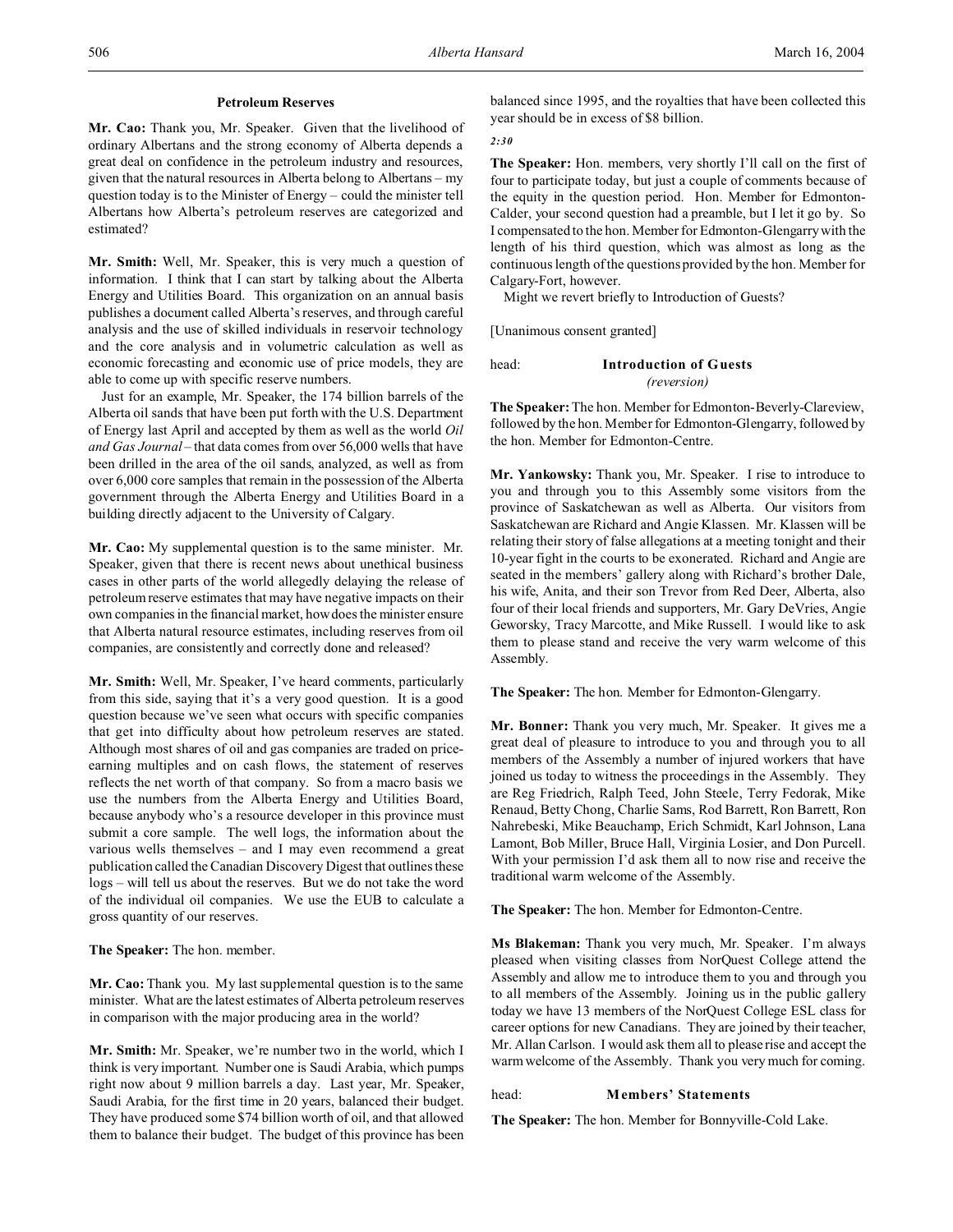### Petroleum Reserves

**Mr. Cao:** Thank you, Mr. Speaker. Given that the livelihood of ordinary Albertans and the strong economy of Alberta depends a great deal on confidence in the petroleum industry and resources, given that the natural resources in Alberta belong to Albertans – my question today is to the Minister of Energy – could the minister tell Albertans how Alberta's petroleum reserves are categorized and estimated?

**Mr. Smith:** Well, Mr. Speaker, this is very much a question of information. I think that I can start by talking about the Alberta Energy and Utilities Board. This organization on an annual basis publishes a document called Alberta's reserves, and through careful analysis and the use of skilled individuals in reservoir technology and the core analysis and in volumetric calculation as well as economic forecasting and economic use of price models, they are able to come up with specific reserve numbers.

Just for an example, Mr. Speaker, the 174 billion barrels of the Alberta oil sands that have been put forth with the U.S. Department of Energy last April and accepted by them as well as the world *Oil and Gas Journal* – that data comes from over 56,000 wells that have been drilled in the area of the oil sands, analyzed, as well as from over 6,000 core samples that remain in the possession of the Alberta government through the Alberta Energy and Utilities Board in a building directly adjacent to the University of Calgary.

**Mr. Cao:** My supplemental question is to the same minister. Mr. Speaker, given that there is recent news about unethical business cases in other parts of the world allegedly delaying the release of petroleum reserve estimates that may have negative impacts on their own companies in the financial market, how does the minister ensure that Alberta natural resource estimates, including reserves from oil companies, are consistently and correctly done and released?

**Mr. Smith:** Well, Mr. Speaker, I've heard comments, particularly from this side, saying that it's a very good question. It is a good question because we've seen what occurs with specific companies that get into difficulty about how petroleum reserves are stated. Although most shares of oil and gas companies are traded on price-earning multiples and on cash flows, the statement of reserves reflects the net worth of that company. So from a macro basis we use the numbers from the Alberta Energy and Utilities Board, because anybody who's a resource developer in this province must submit a core sample. The well logs, the information about the various wells themselves – and I may even recommend a great publication called the Canadian Discovery Digest that outlines these logs – will tell us about the reserves. But we do not take the word of the individual oil companies. We use the EUB to calculate a gross quantity of our reserves.

**The Speaker:** The hon. member.

**Mr. Cao:** Thank you. My last supplemental question is to the same minister. What are the latest estimates of Alberta petroleum reserves in comparison with the major producing area in the world?

**Mr. Smith:** Mr. Speaker, we're number two in the world, which I think is very important. Number one is Saudi Arabia, which pumps right now about 9 million barrels a day. Last year, Mr. Speaker, Saudi Arabia, for the first time in 20 years, balanced their budget. They have produced some $74 billion worth of oil, and that allowed them to balance their budget. The budget of this province has been balanced since 1995, and the royalties that have been collected this year should be in excess of $8 billion.

*2:30*

**The Speaker:** Hon. members, very shortly I'll call on the first of four to participate today, but just a couple of comments because of the equity in the question period. Hon. Member for Edmonton-Calder, your second question had a preamble, but I let it go by. So I compensated to the hon. Member for Edmonton-Glengarry with the length of his third question, which was almost as long as the continuous length of the questions provided by the hon. Member for Calgary-Fort, however.

Might we revert briefly to Introduction of Guests?

[Unanimous consent granted]

## head: Introduction of Guests
*(reversion)*

**The Speaker:** The hon. Member for Edmonton-Beverly-Clareview, followed by the hon. Member for Edmonton-Glengarry, followed by the hon. Member for Edmonton-Centre.

**Mr. Yankowsky:** Thank you, Mr. Speaker. I rise to introduce to you and through you to this Assembly some visitors from the province of Saskatchewan as well as Alberta. Our visitors from Saskatchewan are Richard and Angie Klassen. Mr. Klassen will be relating their story of false allegations at a meeting tonight and their 10-year fight in the courts to be exonerated. Richard and Angie are seated in the members' gallery along with Richard's brother Dale, his wife, Anita, and their son Trevor from Red Deer, Alberta, also four of their local friends and supporters, Mr. Gary DeVries, Angie Geworsky, Tracy Marcotte, and Mike Russell. I would like to ask them to please stand and receive the very warm welcome of this Assembly.

**The Speaker:** The hon. Member for Edmonton-Glengarry.

**Mr. Bonner:** Thank you very much, Mr. Speaker. It gives me a great deal of pleasure to introduce to you and through you to all members of the Assembly a number of injured workers that have joined us today to witness the proceedings in the Assembly. They are Reg Friedrich, Ralph Teed, John Steele, Terry Fedorak, Mike Renaud, Betty Chong, Charlie Sams, Rod Barrett, Ron Barrett, Ron Nahrebeski, Mike Beauchamp, Erich Schmidt, Karl Johnson, Lana Lamont, Bob Miller, Bruce Hall, Virginia Losier, and Don Purcell. With your permission I'd ask them all to now rise and receive the traditional warm welcome of the Assembly.

**The Speaker:** The hon. Member for Edmonton-Centre.

**Ms Blakeman:** Thank you very much, Mr. Speaker. I'm always pleased when visiting classes from NorQuest College attend the Assembly and allow me to introduce them to you and through you to all members of the Assembly. Joining us in the public gallery today we have 13 members of the NorQuest College ESL class for career options for new Canadians. They are joined by their teacher, Mr. Allan Carlson. I would ask them all to please rise and accept the warm welcome of the Assembly. Thank you very much for coming.

## head: Members' Statements

**The Speaker:** The hon. Member for Bonnyville-Cold Lake.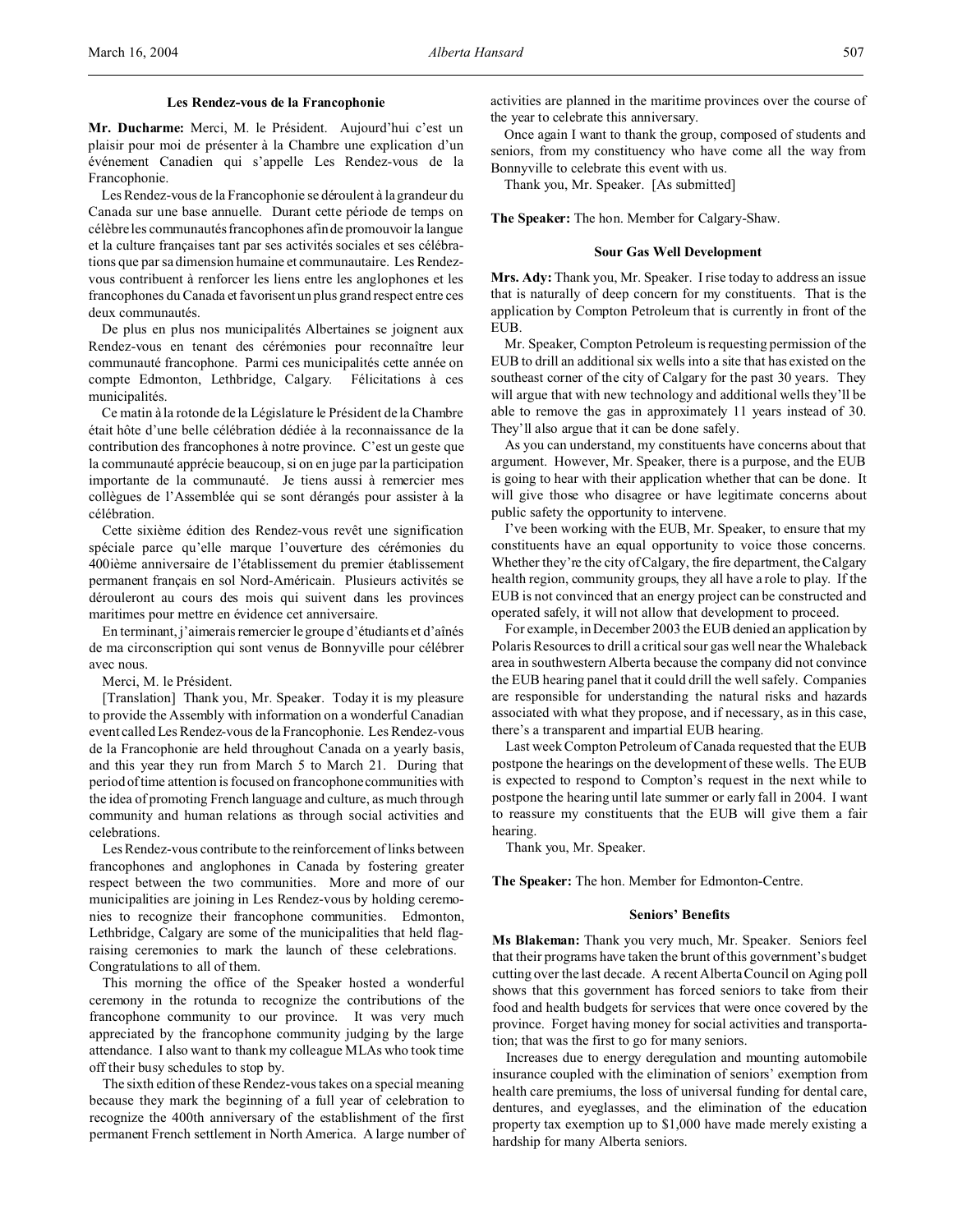**Les Rendez-vous de la Francophonie**

**Mr. Ducharme:** Merci, M. le Président. Aujourd'hui c'est un plaisir pour moi de présenter à la Chambre une explication d'un événement Canadien qui s'appelle Les Rendez-vous de la Francophonie.

Les Rendez-vous de la Francophonie se déroulent à la grandeur du Canada sur une base annuelle. Durant cette période de temps on célèbre les communautés francophones afin de promouvoir la langue et la culture françaises tant par ses activités sociales et ses célébrations que par sa dimension humaine et communautaire. Les Rendez-vous contribuent à renforcer les liens entre les anglophones et les francophones du Canada et favorisent un plus grand respect entre ces deux communautés.

De plus en plus nos municipalités Albertaines se joignent aux Rendez-vous en tenant des cérémonies pour reconnaître leur communauté francophone. Parmi ces municipalités cette année on compte Edmonton, Lethbridge, Calgary. Félicitations à ces municipalités.

Ce matin à la rotonde de la Législature le Président de la Chambre était hôte d'une belle célébration dédiée à la reconnaissance de la contribution des francophones à notre province. C'est un geste que la communauté apprécie beaucoup, si on en juge par la participation importante de la communauté. Je tiens aussi à remercier mes collègues de l'Assemblée qui se sont dérangés pour assister à la célébration.

Cette sixième édition des Rendez-vous revêt une signification spéciale parce qu'elle marque l'ouverture des cérémonies du 400ième anniversaire de l'établissement du premier établissement permanent français en sol Nord-Américain. Plusieurs activités se dérouleront au cours des mois qui suivent dans les provinces maritimes pour mettre en évidence cet anniversaire.

En terminant, j'aimerais remercier le groupe d'étudiants et d'aînés de ma circonscription qui sont venus de Bonnyville pour célébrer avec nous.

Merci, M. le Président.

[Translation] Thank you, Mr. Speaker. Today it is my pleasure to provide the Assembly with information on a wonderful Canadian event called Les Rendez-vous de la Francophonie. Les Rendez-vous de la Francophonie are held throughout Canada on a yearly basis, and this year they run from March 5 to March 21. During that period of time attention is focused on francophone communities with the idea of promoting French language and culture, as much through community and human relations as through social activities and celebrations.

Les Rendez-vous contribute to the reinforcement of links between francophones and anglophones in Canada by fostering greater respect between the two communities. More and more of our municipalities are joining in Les Rendez-vous by holding ceremonies to recognize their francophone communities. Edmonton, Lethbridge, Calgary are some of the municipalities that held flag-raising ceremonies to mark the launch of these celebrations. Congratulations to all of them.

This morning the office of the Speaker hosted a wonderful ceremony in the rotunda to recognize the contributions of the francophone community to our province. It was very much appreciated by the francophone community judging by the large attendance. I also want to thank my colleague MLAs who took time off their busy schedules to stop by.

The sixth edition of these Rendez-vous takes on a special meaning because they mark the beginning of a full year of celebration to recognize the 400th anniversary of the establishment of the first permanent French settlement in North America. A large number of activities are planned in the maritime provinces over the course of the year to celebrate this anniversary.

Once again I want to thank the group, composed of students and seniors, from my constituency who have come all the way from Bonnyville to celebrate this event with us.

Thank you, Mr. Speaker. [As submitted]

**The Speaker:** The hon. Member for Calgary-Shaw.

**Sour Gas Well Development**

**Mrs. Ady:** Thank you, Mr. Speaker. I rise today to address an issue that is naturally of deep concern for my constituents. That is the application by Compton Petroleum that is currently in front of the EUB.

Mr. Speaker, Compton Petroleum is requesting permission of the EUB to drill an additional six wells into a site that has existed on the southeast corner of the city of Calgary for the past 30 years. They will argue that with new technology and additional wells they'll be able to remove the gas in approximately 11 years instead of 30. They'll also argue that it can be done safely.

As you can understand, my constituents have concerns about that argument. However, Mr. Speaker, there is a purpose, and the EUB is going to hear with their application whether that can be done. It will give those who disagree or have legitimate concerns about public safety the opportunity to intervene.

I've been working with the EUB, Mr. Speaker, to ensure that my constituents have an equal opportunity to voice those concerns. Whether they're the city of Calgary, the fire department, the Calgary health region, community groups, they all have a role to play. If the EUB is not convinced that an energy project can be constructed and operated safely, it will not allow that development to proceed.

For example, in December 2003 the EUB denied an application by Polaris Resources to drill a critical sour gas well near the Whaleback area in southwestern Alberta because the company did not convince the EUB hearing panel that it could drill the well safely. Companies are responsible for understanding the natural risks and hazards associated with what they propose, and if necessary, as in this case, there's a transparent and impartial EUB hearing.

Last week Compton Petroleum of Canada requested that the EUB postpone the hearings on the development of these wells. The EUB is expected to respond to Compton's request in the next while to postpone the hearing until late summer or early fall in 2004. I want to reassure my constituents that the EUB will give them a fair hearing.

Thank you, Mr. Speaker.

**The Speaker:** The hon. Member for Edmonton-Centre.

**Seniors' Benefits**

**Ms Blakeman:** Thank you very much, Mr. Speaker. Seniors feel that their programs have taken the brunt of this government's budget cutting over the last decade. A recent Alberta Council on Aging poll shows that this government has forced seniors to take from their food and health budgets for services that were once covered by the province. Forget having money for social activities and transportation; that was the first to go for many seniors.

Increases due to energy deregulation and mounting automobile insurance coupled with the elimination of seniors' exemption from health care premiums, the loss of universal funding for dental care, dentures, and eyeglasses, and the elimination of the education property tax exemption up to $1,000 have made merely existing a hardship for many Alberta seniors.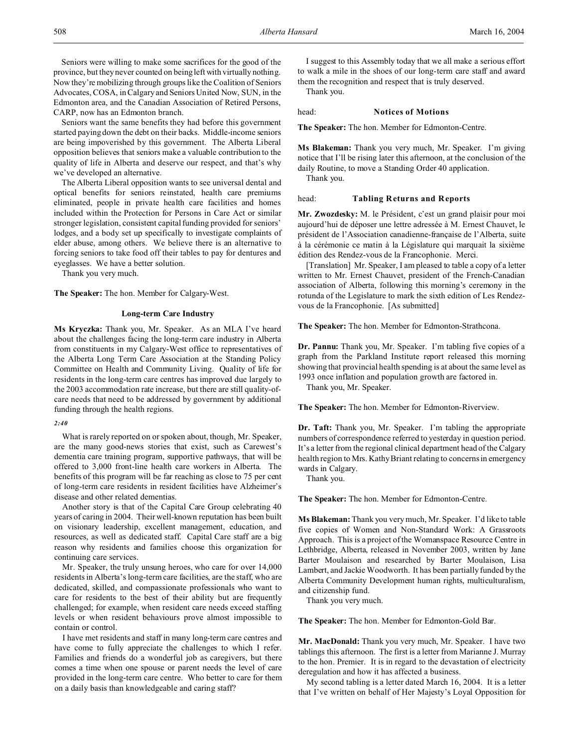Seniors were willing to make some sacrifices for the good of the province, but they never counted on being left with virtually nothing. Now they're mobilizing through groups like the Coalition of Seniors Advocates, COSA, in Calgary and Seniors United Now, SUN, in the Edmonton area, and the Canadian Association of Retired Persons, CARP, now has an Edmonton branch.

Seniors want the same benefits they had before this government started paying down the debt on their backs. Middle-income seniors are being impoverished by this government. The Alberta Liberal opposition believes that seniors make a valuable contribution to the quality of life in Alberta and deserve our respect, and that's why we've developed an alternative.

The Alberta Liberal opposition wants to see universal dental and optical benefits for seniors reinstated, health care premiums eliminated, people in private health care facilities and homes included within the Protection for Persons in Care Act or similar stronger legislation, consistent capital funding provided for seniors' lodges, and a body set up specifically to investigate complaints of elder abuse, among others. We believe there is an alternative to forcing seniors to take food off their tables to pay for dentures and eyeglasses. We have a better solution.

Thank you very much.

**The Speaker:** The hon. Member for Calgary-West.

### Long-term Care Industry

**Ms Kryczka:** Thank you, Mr. Speaker. As an MLA I've heard about the challenges facing the long-term care industry in Alberta from constituents in my Calgary-West office to representatives of the Alberta Long Term Care Association at the Standing Policy Committee on Health and Community Living. Quality of life for residents in the long-term care centres has improved due largely to the 2003 accommodation rate increase, but there are still quality-of-care needs that need to be addressed by government by additional funding through the health regions.

*2:40*

What is rarely reported on or spoken about, though, Mr. Speaker, are the many good-news stories that exist, such as Carewest's dementia care training program, supportive pathways, that will be offered to 3,000 front-line health care workers in Alberta. The benefits of this program will be far reaching as close to 75 per cent of long-term care residents in resident facilities have Alzheimer's disease and other related dementias.

Another story is that of the Capital Care Group celebrating 40 years of caring in 2004. Their well-known reputation has been built on visionary leadership, excellent management, education, and resources, as well as dedicated staff. Capital Care staff are a big reason why residents and families choose this organization for continuing care services.

Mr. Speaker, the truly unsung heroes, who care for over 14,000 residents in Alberta's long-term care facilities, are the staff, who are dedicated, skilled, and compassionate professionals who want to care for residents to the best of their ability but are frequently challenged; for example, when resident care needs exceed staffing levels or when resident behaviours prove almost impossible to contain or control.

I have met residents and staff in many long-term care centres and have come to fully appreciate the challenges to which I refer. Families and friends do a wonderful job as caregivers, but there comes a time when one spouse or parent needs the level of care provided in the long-term care centre. Who better to care for them on a daily basis than knowledgeable and caring staff?

I suggest to this Assembly today that we all make a serious effort to walk a mile in the shoes of our long-term care staff and award them the recognition and respect that is truly deserved.

Thank you.

head: **Notices of Motions**

**The Speaker:** The hon. Member for Edmonton-Centre.

**Ms Blakeman:** Thank you very much, Mr. Speaker. I'm giving notice that I'll be rising later this afternoon, at the conclusion of the daily Routine, to move a Standing Order 40 application.

Thank you.

head: **Tabling Returns and Reports**

**Mr. Zwozdesky:** M. le Président, c'est un grand plaisir pour moi aujourd'hui de déposer une lettre adressée à M. Ernest Chauvet, le président de l'Association canadienne-française de l'Alberta, suite à la cérémonie ce matin à la Législature qui marquait la sixième édition des Rendez-vous de la Francophonie. Merci.

[Translation] Mr. Speaker, I am pleased to table a copy of a letter written to Mr. Ernest Chauvet, president of the French-Canadian association of Alberta, following this morning's ceremony in the rotunda of the Legislature to mark the sixth edition of Les Rendez-vous de la Francophonie. [As submitted]

**The Speaker:** The hon. Member for Edmonton-Strathcona.

**Dr. Pannu:** Thank you, Mr. Speaker. I'm tabling five copies of a graph from the Parkland Institute report released this morning showing that provincial health spending is at about the same level as 1993 once inflation and population growth are factored in.

Thank you, Mr. Speaker.

**The Speaker:** The hon. Member for Edmonton-Riverview.

**Dr. Taft:** Thank you, Mr. Speaker. I'm tabling the appropriate numbers of correspondence referred to yesterday in question period. It's a letter from the regional clinical department head of the Calgary health region to Mrs. Kathy Briant relating to concerns in emergency wards in Calgary.

Thank you.

**The Speaker:** The hon. Member for Edmonton-Centre.

**Ms Blakeman:** Thank you very much, Mr. Speaker. I'd like to table five copies of Women and Non-Standard Work: A Grassroots Approach. This is a project of the Womanspace Resource Centre in Lethbridge, Alberta, released in November 2003, written by Jane Barter Moulaison and researched by Barter Moulaison, Lisa Lambert, and Jackie Woodworth. It has been partially funded by the Alberta Community Development human rights, multiculturalism, and citizenship fund.

Thank you very much.

**The Speaker:** The hon. Member for Edmonton-Gold Bar.

**Mr. MacDonald:** Thank you very much, Mr. Speaker. I have two tablings this afternoon. The first is a letter from Marianne J. Murray to the hon. Premier. It is in regard to the devastation of electricity deregulation and how it has affected a business.

My second tabling is a letter dated March 16, 2004. It is a letter that I've written on behalf of Her Majesty's Loyal Opposition for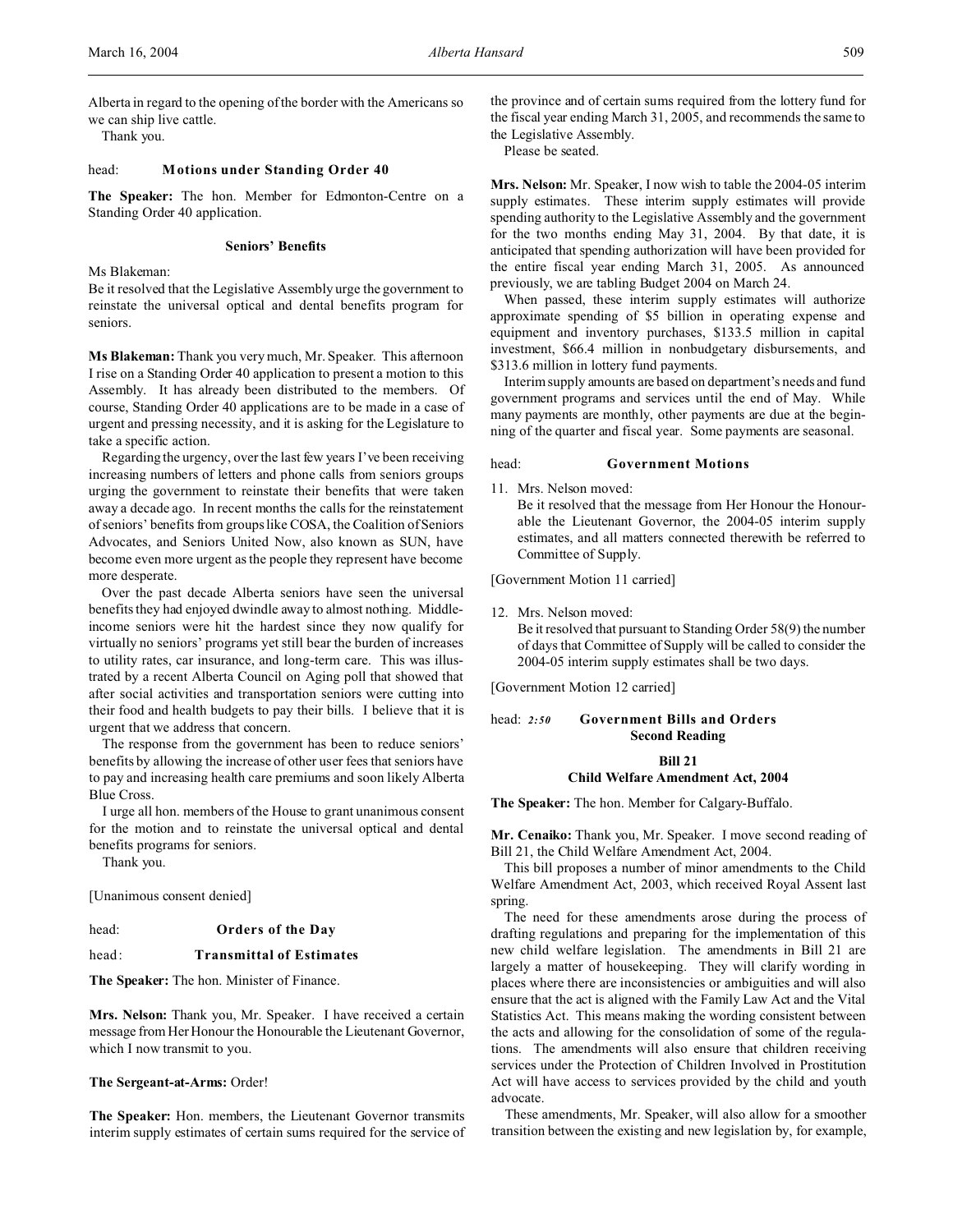Alberta in regard to the opening of the border with the Americans so we can ship live cattle.

Thank you.

head: **Motions under Standing Order 40**

**The Speaker:** The hon. Member for Edmonton-Centre on a Standing Order 40 application.

### Seniors' Benefits

Ms Blakeman:

Be it resolved that the Legislative Assembly urge the government to reinstate the universal optical and dental benefits program for seniors.

**Ms Blakeman:** Thank you very much, Mr. Speaker. This afternoon I rise on a Standing Order 40 application to present a motion to this Assembly. It has already been distributed to the members. Of course, Standing Order 40 applications are to be made in a case of urgent and pressing necessity, and it is asking for the Legislature to take a specific action.

Regarding the urgency, over the last few years I've been receiving increasing numbers of letters and phone calls from seniors groups urging the government to reinstate their benefits that were taken away a decade ago. In recent months the calls for the reinstatement of seniors' benefits from groups like COSA, the Coalition of Seniors Advocates, and Seniors United Now, also known as SUN, have become even more urgent as the people they represent have become more desperate.

Over the past decade Alberta seniors have seen the universal benefits they had enjoyed dwindle away to almost nothing. Middle-income seniors were hit the hardest since they now qualify for virtually no seniors' programs yet still bear the burden of increases to utility rates, car insurance, and long-term care. This was illustrated by a recent Alberta Council on Aging poll that showed that after social activities and transportation seniors were cutting into their food and health budgets to pay their bills. I believe that it is urgent that we address that concern.

The response from the government has been to reduce seniors' benefits by allowing the increase of other user fees that seniors have to pay and increasing health care premiums and soon likely Alberta Blue Cross.

I urge all hon. members of the House to grant unanimous consent for the motion and to reinstate the universal optical and dental benefits programs for seniors.

Thank you.

[Unanimous consent denied]

head: **Orders of the Day**

head: **Transmittal of Estimates**

**The Speaker:** The hon. Minister of Finance.

**Mrs. Nelson:** Thank you, Mr. Speaker. I have received a certain message from Her Honour the Honourable the Lieutenant Governor, which I now transmit to you.

**The Sergeant-at-Arms:** Order!

**The Speaker:** Hon. members, the Lieutenant Governor transmits interim supply estimates of certain sums required for the service of the province and of certain sums required from the lottery fund for the fiscal year ending March 31, 2005, and recommends the same to the Legislative Assembly.

Please be seated.

**Mrs. Nelson:** Mr. Speaker, I now wish to table the 2004-05 interim supply estimates. These interim supply estimates will provide spending authority to the Legislative Assembly and the government for the two months ending May 31, 2004. By that date, it is anticipated that spending authorization will have been provided for the entire fiscal year ending March 31, 2005. As announced previously, we are tabling Budget 2004 on March 24.

When passed, these interim supply estimates will authorize approximate spending of $5 billion in operating expense and equipment and inventory purchases, $133.5 million in capital investment, $66.4 million in nonbudgetary disbursements, and $313.6 million in lottery fund payments.

Interim supply amounts are based on department's needs and fund government programs and services until the end of May. While many payments are monthly, other payments are due at the beginning of the quarter and fiscal year. Some payments are seasonal.

head: **Government Motions**

11. Mrs. Nelson moved:
    Be it resolved that the message from Her Honour the Honourable the Lieutenant Governor, the 2004-05 interim supply estimates, and all matters connected therewith be referred to Committee of Supply.

[Government Motion 11 carried]

12. Mrs. Nelson moved:
    Be it resolved that pursuant to Standing Order 58(9) the number of days that Committee of Supply will be called to consider the 2004-05 interim supply estimates shall be two days.

[Government Motion 12 carried]

head: *2:50* **Government Bills and Orders**
**Second Reading**

### Bill 21
### Child Welfare Amendment Act, 2004

**The Speaker:** The hon. Member for Calgary-Buffalo.

**Mr. Cenaiko:** Thank you, Mr. Speaker. I move second reading of Bill 21, the Child Welfare Amendment Act, 2004.

This bill proposes a number of minor amendments to the Child Welfare Amendment Act, 2003, which received Royal Assent last spring.

The need for these amendments arose during the process of drafting regulations and preparing for the implementation of this new child welfare legislation. The amendments in Bill 21 are largely a matter of housekeeping. They will clarify wording in places where there are inconsistencies or ambiguities and will also ensure that the act is aligned with the Family Law Act and the Vital Statistics Act. This means making the wording consistent between the acts and allowing for the consolidation of some of the regulations. The amendments will also ensure that children receiving services under the Protection of Children Involved in Prostitution Act will have access to services provided by the child and youth advocate.

These amendments, Mr. Speaker, will also allow for a smoother transition between the existing and new legislation by, for example,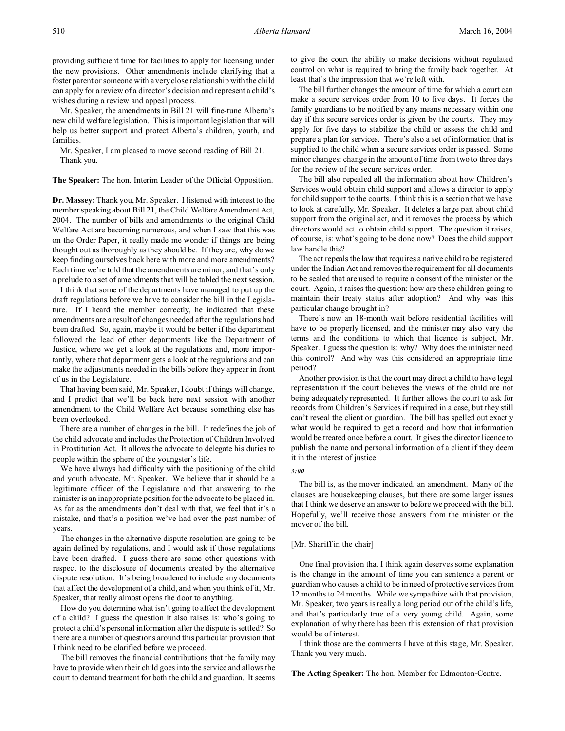providing sufficient time for facilities to apply for licensing under the new provisions. Other amendments include clarifying that a foster parent or someone with a very close relationship with the child can apply for a review of a director's decision and represent a child's wishes during a review and appeal process.

Mr. Speaker, the amendments in Bill 21 will fine-tune Alberta's new child welfare legislation. This is important legislation that will help us better support and protect Alberta's children, youth, and families.

Mr. Speaker, I am pleased to move second reading of Bill 21. Thank you.

**The Speaker:** The hon. Interim Leader of the Official Opposition.

**Dr. Massey:** Thank you, Mr. Speaker. I listened with interest to the member speaking about Bill 21, the Child Welfare Amendment Act, 2004. The number of bills and amendments to the original Child Welfare Act are becoming numerous, and when I saw that this was on the Order Paper, it really made me wonder if things are being thought out as thoroughly as they should be. If they are, why do we keep finding ourselves back here with more and more amendments? Each time we're told that the amendments are minor, and that's only a prelude to a set of amendments that will be tabled the next session.

I think that some of the departments have managed to put up the draft regulations before we have to consider the bill in the Legislature. If I heard the member correctly, he indicated that these amendments are a result of changes needed after the regulations had been drafted. So, again, maybe it would be better if the department followed the lead of other departments like the Department of Justice, where we get a look at the regulations and, more importantly, where that department gets a look at the regulations and can make the adjustments needed in the bills before they appear in front of us in the Legislature.

That having been said, Mr. Speaker, I doubt if things will change, and I predict that we'll be back here next session with another amendment to the Child Welfare Act because something else has been overlooked.

There are a number of changes in the bill. It redefines the job of the child advocate and includes the Protection of Children Involved in Prostitution Act. It allows the advocate to delegate his duties to people within the sphere of the youngster's life.

We have always had difficulty with the positioning of the child and youth advocate, Mr. Speaker. We believe that it should be a legitimate officer of the Legislature and that answering to the minister is an inappropriate position for the advocate to be placed in. As far as the amendments don't deal with that, we feel that it's a mistake, and that's a position we've had over the past number of years.

The changes in the alternative dispute resolution are going to be again defined by regulations, and I would ask if those regulations have been drafted. I guess there are some other questions with respect to the disclosure of documents created by the alternative dispute resolution. It's being broadened to include any documents that affect the development of a child, and when you think of it, Mr. Speaker, that really almost opens the door to anything.

How do you determine what isn't going to affect the development of a child? I guess the question it also raises is: who's going to protect a child's personal information after the dispute is settled? So there are a number of questions around this particular provision that I think need to be clarified before we proceed.

The bill removes the financial contributions that the family may have to provide when their child goes into the service and allows the court to demand treatment for both the child and guardian. It seems to give the court the ability to make decisions without regulated control on what is required to bring the family back together. At least that's the impression that we're left with.

The bill further changes the amount of time for which a court can make a secure services order from 10 to five days. It forces the family guardians to be notified by any means necessary within one day if this secure services order is given by the courts. They may apply for five days to stabilize the child or assess the child and prepare a plan for services. There's also a set of information that is supplied to the child when a secure services order is passed. Some minor changes: change in the amount of time from two to three days for the review of the secure services order.

The bill also repealed all the information about how Children's Services would obtain child support and allows a director to apply for child support to the courts. I think this is a section that we have to look at carefully, Mr. Speaker. It deletes a large part about child support from the original act, and it removes the process by which directors would act to obtain child support. The question it raises, of course, is: what's going to be done now? Does the child support law handle this?

The act repeals the law that requires a native child to be registered under the Indian Act and removes the requirement for all documents to be sealed that are used to require a consent of the minister or the court. Again, it raises the question: how are these children going to maintain their treaty status after adoption? And why was this particular change brought in?

There's now an 18-month wait before residential facilities will have to be properly licensed, and the minister may also vary the terms and the conditions to which that licence is subject, Mr. Speaker. I guess the question is: why? Why does the minister need this control? And why was this considered an appropriate time period?

Another provision is that the court may direct a child to have legal representation if the court believes the views of the child are not being adequately represented. It further allows the court to ask for records from Children's Services if required in a case, but they still can't reveal the client or guardian. The bill has spelled out exactly what would be required to get a record and how that information would be treated once before a court. It gives the director licence to publish the name and personal information of a client if they deem it in the interest of justice.

*3:00*

The bill is, as the mover indicated, an amendment. Many of the clauses are housekeeping clauses, but there are some larger issues that I think we deserve an answer to before we proceed with the bill. Hopefully, we'll receive those answers from the minister or the mover of the bill.

[Mr. Shariff in the chair]

One final provision that I think again deserves some explanation is the change in the amount of time you can sentence a parent or guardian who causes a child to be in need of protective services from 12 months to 24 months. While we sympathize with that provision, Mr. Speaker, two years is really a long period out of the child's life, and that's particularly true of a very young child. Again, some explanation of why there has been this extension of that provision would be of interest.

I think those are the comments I have at this stage, Mr. Speaker. Thank you very much.

**The Acting Speaker:** The hon. Member for Edmonton-Centre.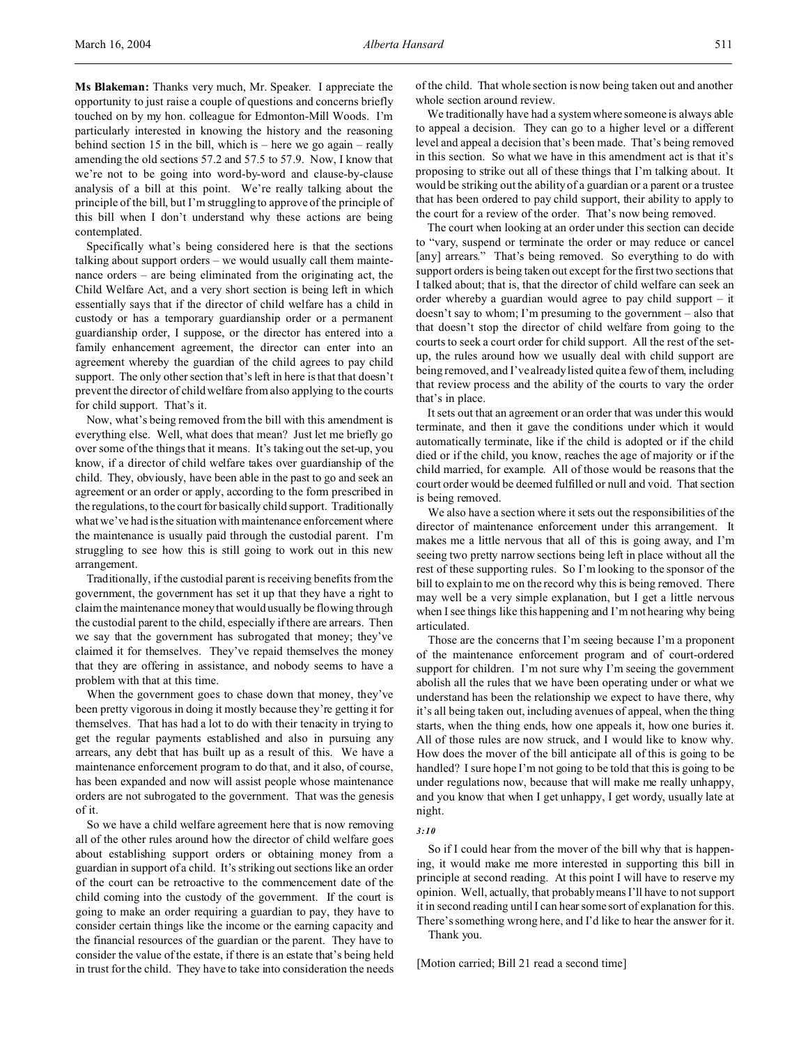**Ms Blakeman:** Thanks very much, Mr. Speaker. I appreciate the opportunity to just raise a couple of questions and concerns briefly touched on by my hon. colleague for Edmonton-Mill Woods. I'm particularly interested in knowing the history and the reasoning behind section 15 in the bill, which is – here we go again – really amending the old sections 57.2 and 57.5 to 57.9. Now, I know that we're not to be going into word-by-word and clause-by-clause analysis of a bill at this point. We're really talking about the principle of the bill, but I'm struggling to approve of the principle of this bill when I don't understand why these actions are being contemplated.

Specifically what's being considered here is that the sections talking about support orders – we would usually call them maintenance orders – are being eliminated from the originating act, the Child Welfare Act, and a very short section is being left in which essentially says that if the director of child welfare has a child in custody or has a temporary guardianship order or a permanent guardianship order, I suppose, or the director has entered into a family enhancement agreement, the director can enter into an agreement whereby the guardian of the child agrees to pay child support. The only other section that's left in here is that that doesn't prevent the director of child welfare from also applying to the courts for child support. That's it.

Now, what's being removed from the bill with this amendment is everything else. Well, what does that mean? Just let me briefly go over some of the things that it means. It's taking out the set-up, you know, if a director of child welfare takes over guardianship of the child. They, obviously, have been able in the past to go and seek an agreement or an order or apply, according to the form prescribed in the regulations, to the court for basically child support. Traditionally what we've had is the situation with maintenance enforcement where the maintenance is usually paid through the custodial parent. I'm struggling to see how this is still going to work out in this new arrangement.

Traditionally, if the custodial parent is receiving benefits from the government, the government has set it up that they have a right to claim the maintenance money that would usually be flowing through the custodial parent to the child, especially if there are arrears. Then we say that the government has subrogated that money; they've claimed it for themselves. They've repaid themselves the money that they are offering in assistance, and nobody seems to have a problem with that at this time.

When the government goes to chase down that money, they've been pretty vigorous in doing it mostly because they're getting it for themselves. That has had a lot to do with their tenacity in trying to get the regular payments established and also in pursuing any arrears, any debt that has built up as a result of this. We have a maintenance enforcement program to do that, and it also, of course, has been expanded and now will assist people whose maintenance orders are not subrogated to the government. That was the genesis of it.

So we have a child welfare agreement here that is now removing all of the other rules around how the director of child welfare goes about establishing support orders or obtaining money from a guardian in support of a child. It's striking out sections like an order of the court can be retroactive to the commencement date of the child coming into the custody of the government. If the court is going to make an order requiring a guardian to pay, they have to consider certain things like the income or the earning capacity and the financial resources of the guardian or the parent. They have to consider the value of the estate, if there is an estate that's being held in trust for the child. They have to take into consideration the needs of the child. That whole section is now being taken out and another whole section around review.

We traditionally have had a system where someone is always able to appeal a decision. They can go to a higher level or a different level and appeal a decision that's been made. That's being removed in this section. So what we have in this amendment act is that it's proposing to strike out all of these things that I'm talking about. It would be striking out the ability of a guardian or a parent or a trustee that has been ordered to pay child support, their ability to apply to the court for a review of the order. That's now being removed.

The court when looking at an order under this section can decide to "vary, suspend or terminate the order or may reduce or cancel [any] arrears." That's being removed. So everything to do with support orders is being taken out except for the first two sections that I talked about; that is, that the director of child welfare can seek an order whereby a guardian would agree to pay child support – it doesn't say to whom; I'm presuming to the government – also that that doesn't stop the director of child welfare from going to the courts to seek a court order for child support. All the rest of the set-up, the rules around how we usually deal with child support are being removed, and I've already listed quite a few of them, including that review process and the ability of the courts to vary the order that's in place.

It sets out that an agreement or an order that was under this would terminate, and then it gave the conditions under which it would automatically terminate, like if the child is adopted or if the child died or if the child, you know, reaches the age of majority or if the child married, for example. All of those would be reasons that the court order would be deemed fulfilled or null and void. That section is being removed.

We also have a section where it sets out the responsibilities of the director of maintenance enforcement under this arrangement. It makes me a little nervous that all of this is going away, and I'm seeing two pretty narrow sections being left in place without all the rest of these supporting rules. So I'm looking to the sponsor of the bill to explain to me on the record why this is being removed. There may well be a very simple explanation, but I get a little nervous when I see things like this happening and I'm not hearing why being articulated.

Those are the concerns that I'm seeing because I'm a proponent of the maintenance enforcement program and of court-ordered support for children. I'm not sure why I'm seeing the government abolish all the rules that we have been operating under or what we understand has been the relationship we expect to have there, why it's all being taken out, including avenues of appeal, when the thing starts, when the thing ends, how one appeals it, how one buries it. All of those rules are now struck, and I would like to know why. How does the mover of the bill anticipate all of this is going to be handled? I sure hope I'm not going to be told that this is going to be under regulations now, because that will make me really unhappy, and you know that when I get unhappy, I get wordy, usually late at night.

*3:10*

So if I could hear from the mover of the bill why that is happening, it would make me more interested in supporting this bill in principle at second reading. At this point I will have to reserve my opinion. Well, actually, that probably means I'll have to not support it in second reading until I can hear some sort of explanation for this. There's something wrong here, and I'd like to hear the answer for it.

Thank you.

[Motion carried; Bill 21 read a second time]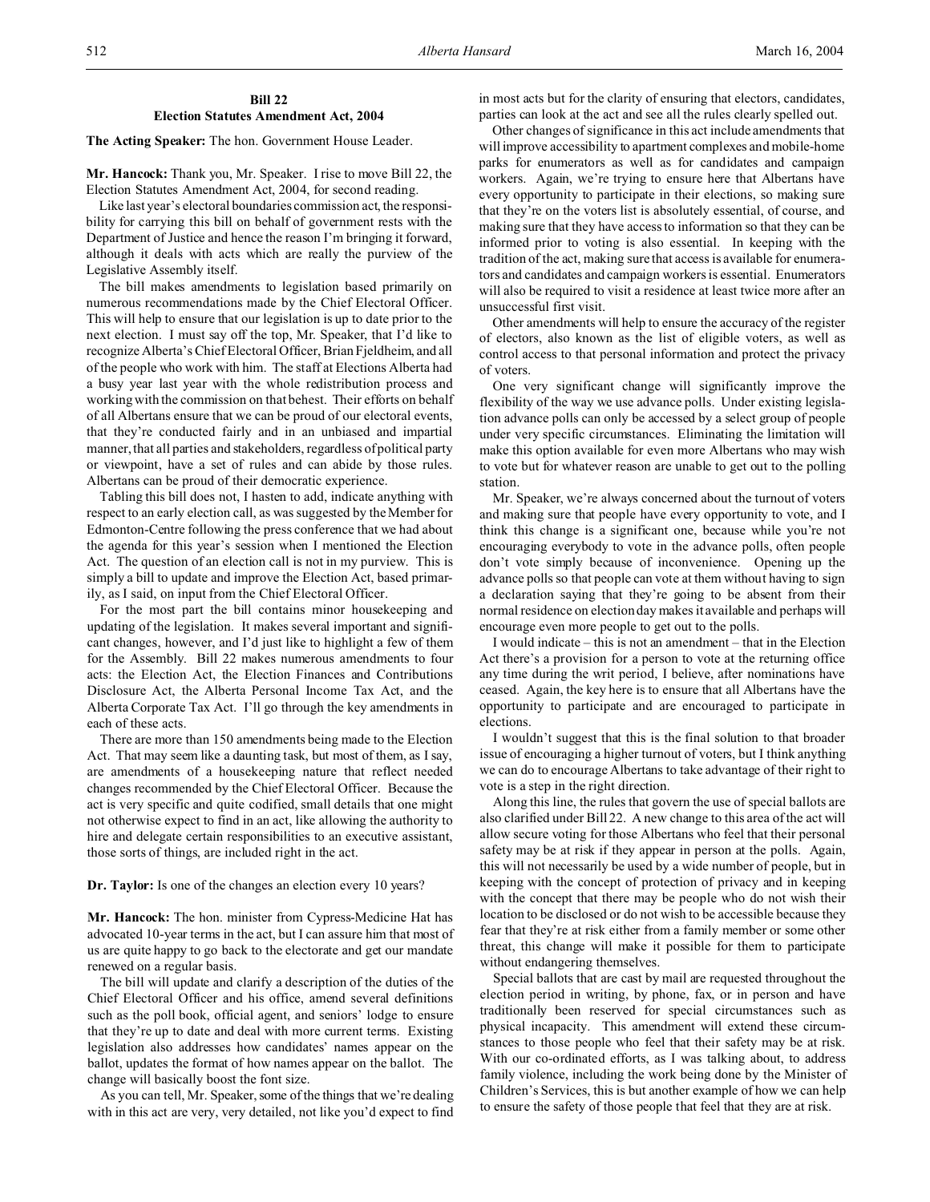## Bill 22
## Election Statutes Amendment Act, 2004

**The Acting Speaker:** The hon. Government House Leader.

**Mr. Hancock:** Thank you, Mr. Speaker. I rise to move Bill 22, the Election Statutes Amendment Act, 2004, for second reading.

Like last year's electoral boundaries commission act, the responsibility for carrying this bill on behalf of government rests with the Department of Justice and hence the reason I'm bringing it forward, although it deals with acts which are really the purview of the Legislative Assembly itself.

The bill makes amendments to legislation based primarily on numerous recommendations made by the Chief Electoral Officer. This will help to ensure that our legislation is up to date prior to the next election. I must say off the top, Mr. Speaker, that I'd like to recognize Alberta's Chief Electoral Officer, Brian Fjeldheim, and all of the people who work with him. The staff at Elections Alberta had a busy year last year with the whole redistribution process and working with the commission on that behest. Their efforts on behalf of all Albertans ensure that we can be proud of our electoral events, that they're conducted fairly and in an unbiased and impartial manner, that all parties and stakeholders, regardless of political party or viewpoint, have a set of rules and can abide by those rules. Albertans can be proud of their democratic experience.

Tabling this bill does not, I hasten to add, indicate anything with respect to an early election call, as was suggested by the Member for Edmonton-Centre following the press conference that we had about the agenda for this year's session when I mentioned the Election Act. The question of an election call is not in my purview. This is simply a bill to update and improve the Election Act, based primarily, as I said, on input from the Chief Electoral Officer.

For the most part the bill contains minor housekeeping and updating of the legislation. It makes several important and significant changes, however, and I'd just like to highlight a few of them for the Assembly. Bill 22 makes numerous amendments to four acts: the Election Act, the Election Finances and Contributions Disclosure Act, the Alberta Personal Income Tax Act, and the Alberta Corporate Tax Act. I'll go through the key amendments in each of these acts.

There are more than 150 amendments being made to the Election Act. That may seem like a daunting task, but most of them, as I say, are amendments of a housekeeping nature that reflect needed changes recommended by the Chief Electoral Officer. Because the act is very specific and quite codified, small details that one might not otherwise expect to find in an act, like allowing the authority to hire and delegate certain responsibilities to an executive assistant, those sorts of things, are included right in the act.

**Dr. Taylor:** Is one of the changes an election every 10 years?

**Mr. Hancock:** The hon. minister from Cypress-Medicine Hat has advocated 10-year terms in the act, but I can assure him that most of us are quite happy to go back to the electorate and get our mandate renewed on a regular basis.

The bill will update and clarify a description of the duties of the Chief Electoral Officer and his office, amend several definitions such as the poll book, official agent, and seniors' lodge to ensure that they're up to date and deal with more current terms. Existing legislation also addresses how candidates' names appear on the ballot, updates the format of how names appear on the ballot. The change will basically boost the font size.

As you can tell, Mr. Speaker, some of the things that we're dealing with in this act are very, very detailed, not like you'd expect to find in most acts but for the clarity of ensuring that electors, candidates, parties can look at the act and see all the rules clearly spelled out.

Other changes of significance in this act include amendments that will improve accessibility to apartment complexes and mobile-home parks for enumerators as well as for candidates and campaign workers. Again, we're trying to ensure here that Albertans have every opportunity to participate in their elections, so making sure that they're on the voters list is absolutely essential, of course, and making sure that they have access to information so that they can be informed prior to voting is also essential. In keeping with the tradition of the act, making sure that access is available for enumerators and candidates and campaign workers is essential. Enumerators will also be required to visit a residence at least twice more after an unsuccessful first visit.

Other amendments will help to ensure the accuracy of the register of electors, also known as the list of eligible voters, as well as control access to that personal information and protect the privacy of voters.

One very significant change will significantly improve the flexibility of the way we use advance polls. Under existing legislation advance polls can only be accessed by a select group of people under very specific circumstances. Eliminating the limitation will make this option available for even more Albertans who may wish to vote but for whatever reason are unable to get out to the polling station.

Mr. Speaker, we're always concerned about the turnout of voters and making sure that people have every opportunity to vote, and I think this change is a significant one, because while you're not encouraging everybody to vote in the advance polls, often people don't vote simply because of inconvenience. Opening up the advance polls so that people can vote at them without having to sign a declaration saying that they're going to be absent from their normal residence on election day makes it available and perhaps will encourage even more people to get out to the polls.

I would indicate – this is not an amendment – that in the Election Act there's a provision for a person to vote at the returning office any time during the writ period, I believe, after nominations have ceased. Again, the key here is to ensure that all Albertans have the opportunity to participate and are encouraged to participate in elections.

I wouldn't suggest that this is the final solution to that broader issue of encouraging a higher turnout of voters, but I think anything we can do to encourage Albertans to take advantage of their right to vote is a step in the right direction.

Along this line, the rules that govern the use of special ballots are also clarified under Bill 22. A new change to this area of the act will allow secure voting for those Albertans who feel that their personal safety may be at risk if they appear in person at the polls. Again, this will not necessarily be used by a wide number of people, but in keeping with the concept of protection of privacy and in keeping with the concept that there may be people who do not wish their location to be disclosed or do not wish to be accessible because they fear that they're at risk either from a family member or some other threat, this change will make it possible for them to participate without endangering themselves.

Special ballots that are cast by mail are requested throughout the election period in writing, by phone, fax, or in person and have traditionally been reserved for special circumstances such as physical incapacity. This amendment will extend these circumstances to those people who feel that their safety may be at risk. With our co-ordinated efforts, as I was talking about, to address family violence, including the work being done by the Minister of Children's Services, this is but another example of how we can help to ensure the safety of those people that feel that they are at risk.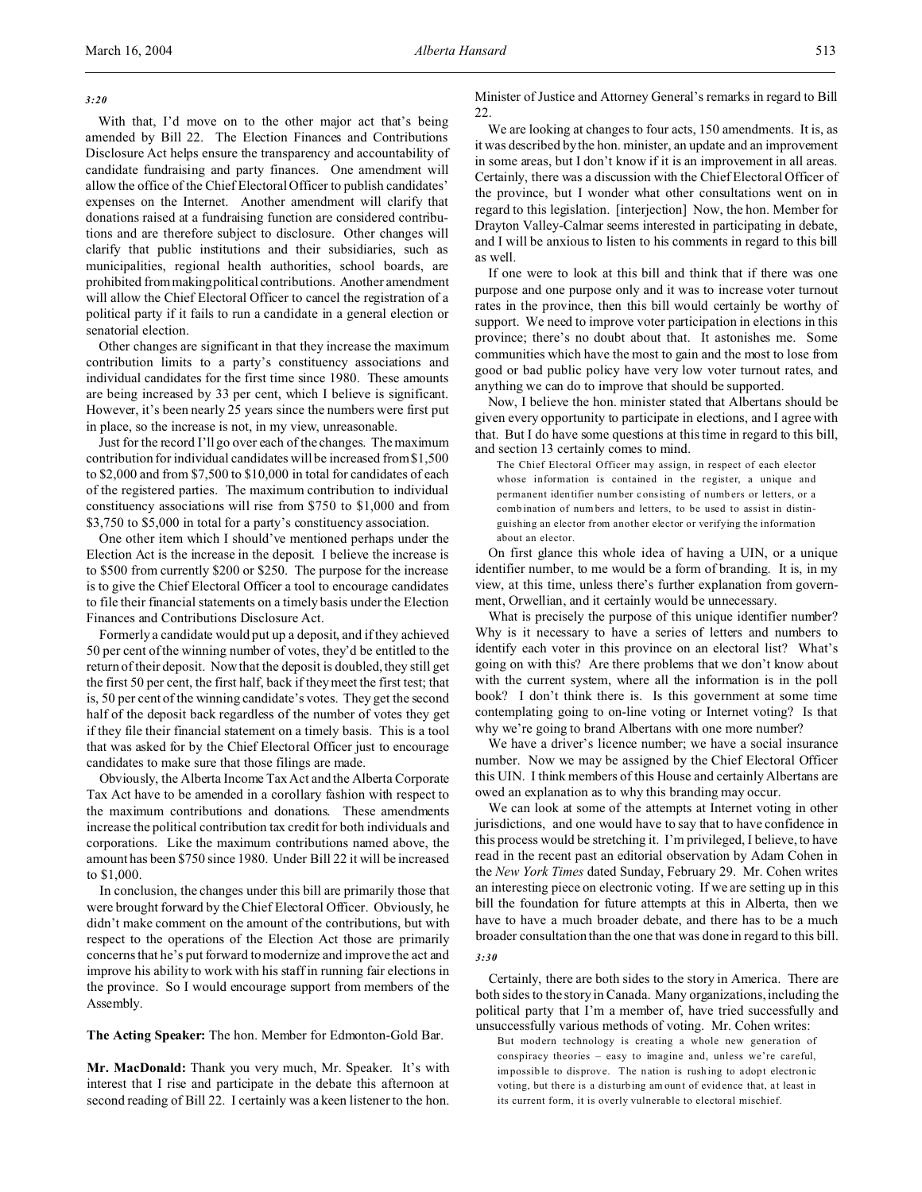*3:20*

With that, I'd move on to the other major act that's being amended by Bill 22. The Election Finances and Contributions Disclosure Act helps ensure the transparency and accountability of candidate fundraising and party finances. One amendment will allow the office of the Chief Electoral Officer to publish candidates' expenses on the Internet. Another amendment will clarify that donations raised at a fundraising function are considered contributions and are therefore subject to disclosure. Other changes will clarify that public institutions and their subsidiaries, such as municipalities, regional health authorities, school boards, are prohibited from making political contributions. Another amendment will allow the Chief Electoral Officer to cancel the registration of a political party if it fails to run a candidate in a general election or senatorial election.

Other changes are significant in that they increase the maximum contribution limits to a party's constituency associations and individual candidates for the first time since 1980. These amounts are being increased by 33 per cent, which I believe is significant. However, it's been nearly 25 years since the numbers were first put in place, so the increase is not, in my view, unreasonable.

Just for the record I'll go over each of the changes. The maximum contribution for individual candidates will be increased from $1,500 to $2,000 and from $7,500 to $10,000 in total for candidates of each of the registered parties. The maximum contribution to individual constituency associations will rise from $750 to $1,000 and from $3,750 to $5,000 in total for a party's constituency association.

One other item which I should've mentioned perhaps under the Election Act is the increase in the deposit. I believe the increase is to $500 from currently $200 or $250. The purpose for the increase is to give the Chief Electoral Officer a tool to encourage candidates to file their financial statements on a timely basis under the Election Finances and Contributions Disclosure Act.

Formerly a candidate would put up a deposit, and if they achieved 50 per cent of the winning number of votes, they'd be entitled to the return of their deposit. Now that the deposit is doubled, they still get the first 50 per cent, the first half, back if they meet the first test; that is, 50 per cent of the winning candidate's votes. They get the second half of the deposit back regardless of the number of votes they get if they file their financial statement on a timely basis. This is a tool that was asked for by the Chief Electoral Officer just to encourage candidates to make sure that those filings are made.

Obviously, the Alberta Income Tax Act and the Alberta Corporate Tax Act have to be amended in a corollary fashion with respect to the maximum contributions and donations. These amendments increase the political contribution tax credit for both individuals and corporations. Like the maximum contributions named above, the amount has been $750 since 1980. Under Bill 22 it will be increased to $1,000.

In conclusion, the changes under this bill are primarily those that were brought forward by the Chief Electoral Officer. Obviously, he didn't make comment on the amount of the contributions, but with respect to the operations of the Election Act those are primarily concerns that he's put forward to modernize and improve the act and improve his ability to work with his staff in running fair elections in the province. So I would encourage support from members of the Assembly.

**The Acting Speaker:** The hon. Member for Edmonton-Gold Bar.

**Mr. MacDonald:** Thank you very much, Mr. Speaker. It's with interest that I rise and participate in the debate this afternoon at second reading of Bill 22. I certainly was a keen listener to the hon. Minister of Justice and Attorney General's remarks in regard to Bill 22.

We are looking at changes to four acts, 150 amendments. It is, as it was described by the hon. minister, an update and an improvement in some areas, but I don't know if it is an improvement in all areas. Certainly, there was a discussion with the Chief Electoral Officer of the province, but I wonder what other consultations went on in regard to this legislation. [interjection] Now, the hon. Member for Drayton Valley-Calmar seems interested in participating in debate, and I will be anxious to listen to his comments in regard to this bill as well.

If one were to look at this bill and think that if there was one purpose and one purpose only and it was to increase voter turnout rates in the province, then this bill would certainly be worthy of support. We need to improve voter participation in elections in this province; there's no doubt about that. It astonishes me. Some communities which have the most to gain and the most to lose from good or bad public policy have very low voter turnout rates, and anything we can do to improve that should be supported.

Now, I believe the hon. minister stated that Albertans should be given every opportunity to participate in elections, and I agree with that. But I do have some questions at this time in regard to this bill, and section 13 certainly comes to mind.

> The Chief Electoral Officer may assign, in respect of each elector whose information is contained in the register, a unique and permanent identifier number consisting of numbers or letters, or a combination of numbers and letters, to be used to assist in distinguishing an elector from another elector or verifying the information about an elector.

On first glance this whole idea of having a UIN, or a unique identifier number, to me would be a form of branding. It is, in my view, at this time, unless there's further explanation from government, Orwellian, and it certainly would be unnecessary.

What is precisely the purpose of this unique identifier number? Why is it necessary to have a series of letters and numbers to identify each voter in this province on an electoral list? What's going on with this? Are there problems that we don't know about with the current system, where all the information is in the poll book? I don't think there is. Is this government at some time contemplating going to on-line voting or Internet voting? Is that why we're going to brand Albertans with one more number?

We have a driver's licence number; we have a social insurance number. Now we may be assigned by the Chief Electoral Officer this UIN. I think members of this House and certainly Albertans are owed an explanation as to why this branding may occur.

We can look at some of the attempts at Internet voting in other jurisdictions, and one would have to say that to have confidence in this process would be stretching it. I'm privileged, I believe, to have read in the recent past an editorial observation by Adam Cohen in the *New York Times* dated Sunday, February 29. Mr. Cohen writes an interesting piece on electronic voting. If we are setting up in this bill the foundation for future attempts at this in Alberta, then we have to have a much broader debate, and there has to be a much broader consultation than the one that was done in regard to this bill.

*3:30*

Certainly, there are both sides to the story in America. There are both sides to the story in Canada. Many organizations, including the political party that I'm a member of, have tried successfully and unsuccessfully various methods of voting. Mr. Cohen writes:

> But modern technology is creating a whole new generation of conspiracy theories – easy to imagine and, unless we're careful, impossible to disprove. The nation is rushing to adopt electronic voting, but there is a disturbing amount of evidence that, at least in its current form, it is overly vulnerable to electoral mischief.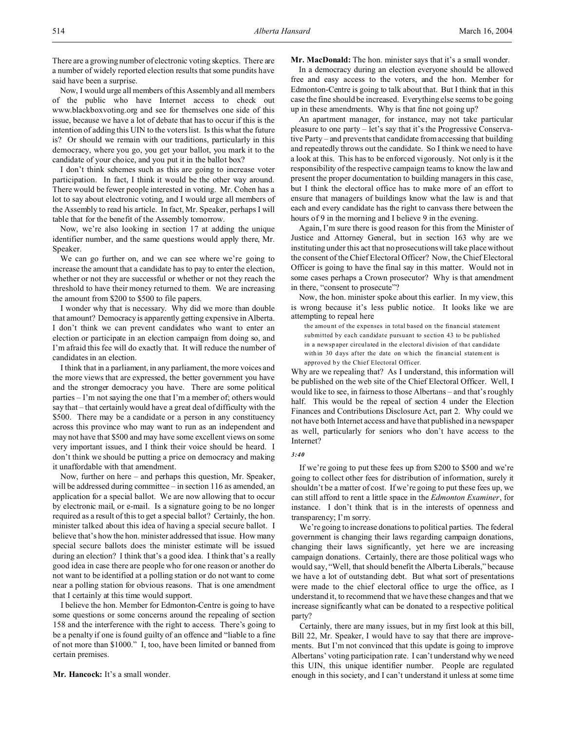There are a growing number of electronic voting skeptics. There are a number of widely reported election results that some pundits have said have been a surprise.

Now, I would urge all members of this Assembly and all members of the public who have Internet access to check out www.blackboxvoting.org and see for themselves one side of this issue, because we have a lot of debate that has to occur if this is the intention of adding this UIN to the voters list. Is this what the future is? Or should we remain with our traditions, particularly in this democracy, where you go, you get your ballot, you mark it to the candidate of your choice, and you put it in the ballot box?

I don't think schemes such as this are going to increase voter participation. In fact, I think it would be the other way around. There would be fewer people interested in voting. Mr. Cohen has a lot to say about electronic voting, and I would urge all members of the Assembly to read his article. In fact, Mr. Speaker, perhaps I will table that for the benefit of the Assembly tomorrow.

Now, we're also looking in section 17 at adding the unique identifier number, and the same questions would apply there, Mr. Speaker.

We can go further on, and we can see where we're going to increase the amount that a candidate has to pay to enter the election, whether or not they are successful or whether or not they reach the threshold to have their money returned to them. We are increasing the amount from $200 to $500 to file papers.

I wonder why that is necessary. Why did we more than double that amount? Democracy is apparently getting expensive in Alberta. I don't think we can prevent candidates who want to enter an election or participate in an election campaign from doing so, and I'm afraid this fee will do exactly that. It will reduce the number of candidates in an election.

I think that in a parliament, in any parliament, the more voices and the more views that are expressed, the better government you have and the stronger democracy you have. There are some political parties – I'm not saying the one that I'm a member of; others would say that – that certainly would have a great deal of difficulty with the $500. There may be a candidate or a person in any constituency across this province who may want to run as an independent and may not have that $500 and may have some excellent views on some very important issues, and I think their voice should be heard. I don't think we should be putting a price on democracy and making it unaffordable with that amendment.

Now, further on here – and perhaps this question, Mr. Speaker, will be addressed during committee – in section 116 as amended, an application for a special ballot. We are now allowing that to occur by electronic mail, or e-mail. Is a signature going to be no longer required as a result of this to get a special ballot? Certainly, the hon. minister talked about this idea of having a special secure ballot. I believe that's how the hon. minister addressed that issue. How many special secure ballots does the minister estimate will be issued during an election? I think that's a good idea. I think that's a really good idea in case there are people who for one reason or another do not want to be identified at a polling station or do not want to come near a polling station for obvious reasons. That is one amendment that I certainly at this time would support.

I believe the hon. Member for Edmonton-Centre is going to have some questions or some concerns around the repealing of section 158 and the interference with the right to access. There's going to be a penalty if one is found guilty of an offence and "liable to a fine of not more than $1000." I, too, have been limited or banned from certain premises.

**Mr. Hancock:** It's a small wonder.

**Mr. MacDonald:** The hon. minister says that it's a small wonder.

In a democracy during an election everyone should be allowed free and easy access to the voters, and the hon. Member for Edmonton-Centre is going to talk about that. But I think that in this case the fine should be increased. Everything else seems to be going up in these amendments. Why is that fine not going up?

An apartment manager, for instance, may not take particular pleasure to one party – let's say that it's the Progressive Conservative Party – and prevents that candidate from accessing that building and repeatedly throws out the candidate. So I think we need to have a look at this. This has to be enforced vigorously. Not only is it the responsibility of the respective campaign teams to know the law and present the proper documentation to building managers in this case, but I think the electoral office has to make more of an effort to ensure that managers of buildings know what the law is and that each and every candidate has the right to canvass there between the hours of 9 in the morning and I believe 9 in the evening.

Again, I'm sure there is good reason for this from the Minister of Justice and Attorney General, but in section 163 why are we instituting under this act that no prosecutions will take place without the consent of the Chief Electoral Officer? Now, the Chief Electoral Officer is going to have the final say in this matter. Would not in some cases perhaps a Crown prosecutor? Why is that amendment in there, "consent to prosecute"?

Now, the hon. minister spoke about this earlier. In my view, this is wrong because it's less public notice. It looks like we are attempting to repeal here

> the amount of the expenses in total based on the financial statement submitted by each candidate pursuant to section 43 to be published in a newspaper circulated in the electoral division of that candidate within 30 days after the date on which the financial statement is approved by the Chief Electoral Officer.

Why are we repealing that? As I understand, this information will be published on the web site of the Chief Electoral Officer. Well, I would like to see, in fairness to those Albertans – and that's roughly half. This would be the repeal of section 4 under the Election Finances and Contributions Disclosure Act, part 2. Why could we not have both Internet access and have that published in a newspaper as well, particularly for seniors who don't have access to the Internet?

*3:40*

If we're going to put these fees up from $200 to $500 and we're going to collect other fees for distribution of information, surely it shouldn't be a matter of cost. If we're going to put these fees up, we can still afford to rent a little space in the *Edmonton Examiner*, for instance. I don't think that is in the interests of openness and transparency; I'm sorry.

We're going to increase donations to political parties. The federal government is changing their laws regarding campaign donations, changing their laws significantly, yet here we are increasing campaign donations. Certainly, there are those political wags who would say, "Well, that should benefit the Alberta Liberals," because we have a lot of outstanding debt. But what sort of presentations were made to the chief electoral office to urge the office, as I understand it, to recommend that we have these changes and that we increase significantly what can be donated to a respective political party?

Certainly, there are many issues, but in my first look at this bill, Bill 22, Mr. Speaker, I would have to say that there are improvements. But I'm not convinced that this update is going to improve Albertans' voting participation rate. I can't understand why we need this UIN, this unique identifier number. People are regulated enough in this society, and I can't understand it unless at some time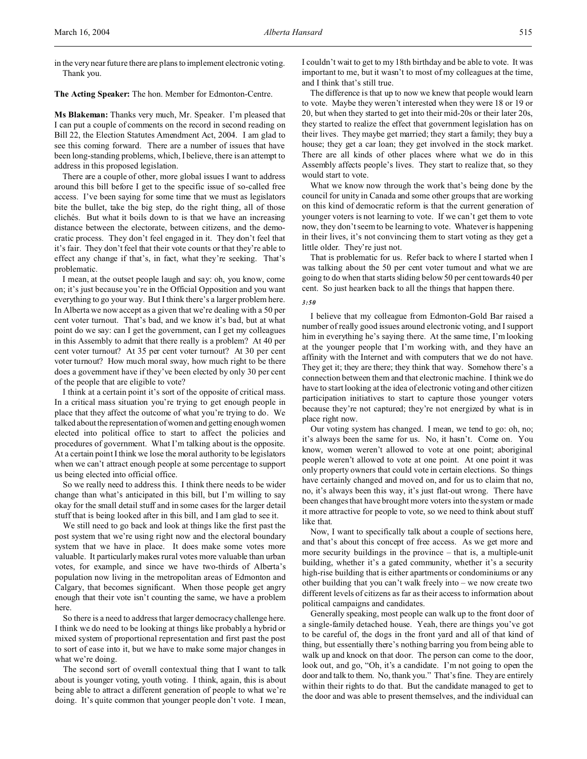in the very near future there are plans to implement electronic voting. Thank you.

**The Acting Speaker:** The hon. Member for Edmonton-Centre.

**Ms Blakeman:** Thanks very much, Mr. Speaker. I'm pleased that I can put a couple of comments on the record in second reading on Bill 22, the Election Statutes Amendment Act, 2004. I am glad to see this coming forward. There are a number of issues that have been long-standing problems, which, I believe, there is an attempt to address in this proposed legislation.

There are a couple of other, more global issues I want to address around this bill before I get to the specific issue of so-called free access. I've been saying for some time that we must as legislators bite the bullet, take the big step, do the right thing, all of those clichés. But what it boils down to is that we have an increasing distance between the electorate, between citizens, and the democratic process. They don't feel engaged in it. They don't feel that it's fair. They don't feel that their vote counts or that they're able to effect any change if that's, in fact, what they're seeking. That's problematic.

I mean, at the outset people laugh and say: oh, you know, come on; it's just because you're in the Official Opposition and you want everything to go your way. But I think there's a larger problem here. In Alberta we now accept as a given that we're dealing with a 50 per cent voter turnout. That's bad, and we know it's bad, but at what point do we say: can I get the government, can I get my colleagues in this Assembly to admit that there really is a problem? At 40 per cent voter turnout? At 35 per cent voter turnout? At 30 per cent voter turnout? How much moral sway, how much right to be there does a government have if they've been elected by only 30 per cent of the people that are eligible to vote?

I think at a certain point it's sort of the opposite of critical mass. In a critical mass situation you're trying to get enough people in place that they affect the outcome of what you're trying to do. We talked about the representation of women and getting enough women elected into political office to start to affect the policies and procedures of government. What I'm talking about is the opposite. At a certain point I think we lose the moral authority to be legislators when we can't attract enough people at some percentage to support us being elected into official office.

So we really need to address this. I think there needs to be wider change than what's anticipated in this bill, but I'm willing to say okay for the small detail stuff and in some cases for the larger detail stuff that is being looked after in this bill, and I am glad to see it.

We still need to go back and look at things like the first past the post system that we're using right now and the electoral boundary system that we have in place. It does make some votes more valuable. It particularly makes rural votes more valuable than urban votes, for example, and since we have two-thirds of Alberta's population now living in the metropolitan areas of Edmonton and Calgary, that becomes significant. When those people get angry enough that their vote isn't counting the same, we have a problem here.

So there is a need to address that larger democracy challenge here. I think we do need to be looking at things like probably a hybrid or mixed system of proportional representation and first past the post to sort of ease into it, but we have to make some major changes in what we're doing.

The second sort of overall contextual thing that I want to talk about is younger voting, youth voting. I think, again, this is about being able to attract a different generation of people to what we're doing. It's quite common that younger people don't vote. I mean, I couldn't wait to get to my 18th birthday and be able to vote. It was important to me, but it wasn't to most of my colleagues at the time, and I think that's still true.

The difference is that up to now we knew that people would learn to vote. Maybe they weren't interested when they were 18 or 19 or 20, but when they started to get into their mid-20s or their later 20s, they started to realize the effect that government legislation has on their lives. They maybe get married; they start a family; they buy a house; they get a car loan; they get involved in the stock market. There are all kinds of other places where what we do in this Assembly affects people's lives. They start to realize that, so they would start to vote.

What we know now through the work that's being done by the council for unity in Canada and some other groups that are working on this kind of democratic reform is that the current generation of younger voters is not learning to vote. If we can't get them to vote now, they don't seem to be learning to vote. Whatever is happening in their lives, it's not convincing them to start voting as they get a little older. They're just not.

That is problematic for us. Refer back to where I started when I was talking about the 50 per cent voter turnout and what we are going to do when that starts sliding below 50 per cent towards 40 per cent. So just hearken back to all the things that happen there.

*3:50*

I believe that my colleague from Edmonton-Gold Bar raised a number of really good issues around electronic voting, and I support him in everything he's saying there. At the same time, I'm looking at the younger people that I'm working with, and they have an affinity with the Internet and with computers that we do not have. They get it; they are there; they think that way. Somehow there's a connection between them and that electronic machine. I think we do have to start looking at the idea of electronic voting and other citizen participation initiatives to start to capture those younger voters because they're not captured; they're not energized by what is in place right now.

Our voting system has changed. I mean, we tend to go: oh, no; it's always been the same for us. No, it hasn't. Come on. You know, women weren't allowed to vote at one point; aboriginal people weren't allowed to vote at one point. At one point it was only property owners that could vote in certain elections. So things have certainly changed and moved on, and for us to claim that no, no, it's always been this way, it's just flat-out wrong. There have been changes that have brought more voters into the system or made it more attractive for people to vote, so we need to think about stuff like that.

Now, I want to specifically talk about a couple of sections here, and that's about this concept of free access. As we get more and more security buildings in the province – that is, a multiple-unit building, whether it's a gated community, whether it's a security high-rise building that is either apartments or condominiums or any other building that you can't walk freely into – we now create two different levels of citizens as far as their access to information about political campaigns and candidates.

Generally speaking, most people can walk up to the front door of a single-family detached house. Yeah, there are things you've got to be careful of, the dogs in the front yard and all of that kind of thing, but essentially there's nothing barring you from being able to walk up and knock on that door. The person can come to the door, look out, and go, "Oh, it's a candidate. I'm not going to open the door and talk to them. No, thank you." That's fine. They are entirely within their rights to do that. But the candidate managed to get to the door and was able to present themselves, and the individual can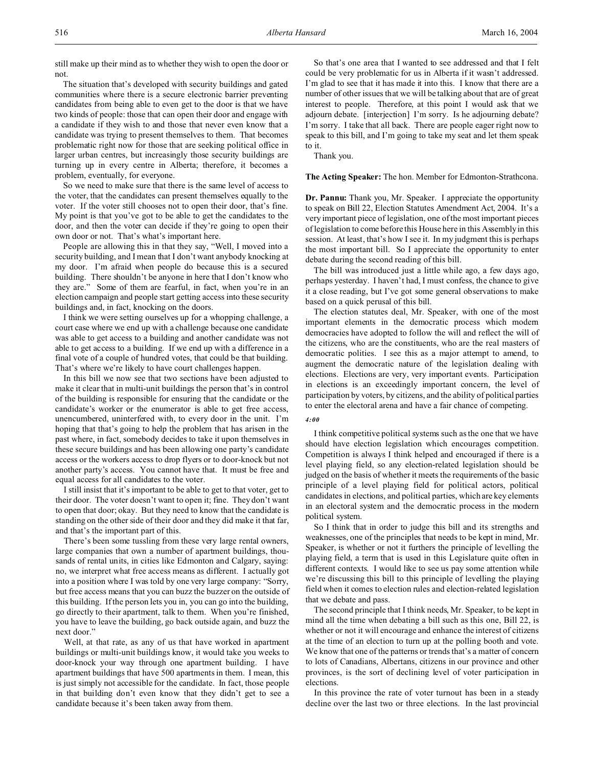still make up their mind as to whether they wish to open the door or not.

The situation that's developed with security buildings and gated communities where there is a secure electronic barrier preventing candidates from being able to even get to the door is that we have two kinds of people: those that can open their door and engage with a candidate if they wish to and those that never even know that a candidate was trying to present themselves to them. That becomes problematic right now for those that are seeking political office in larger urban centres, but increasingly those security buildings are turning up in every centre in Alberta; therefore, it becomes a problem, eventually, for everyone.

So we need to make sure that there is the same level of access to the voter, that the candidates can present themselves equally to the voter. If the voter still chooses not to open their door, that's fine. My point is that you've got to be able to get the candidates to the door, and then the voter can decide if they're going to open their own door or not. That's what's important here.

People are allowing this in that they say, "Well, I moved into a security building, and I mean that I don't want anybody knocking at my door. I'm afraid when people do because this is a secured building. There shouldn't be anyone in here that I don't know who they are." Some of them are fearful, in fact, when you're in an election campaign and people start getting access into these security buildings and, in fact, knocking on the doors.

I think we were setting ourselves up for a whopping challenge, a court case where we end up with a challenge because one candidate was able to get access to a building and another candidate was not able to get access to a building. If we end up with a difference in a final vote of a couple of hundred votes, that could be that building. That's where we're likely to have court challenges happen.

In this bill we now see that two sections have been adjusted to make it clear that in multi-unit buildings the person that's in control of the building is responsible for ensuring that the candidate or the candidate's worker or the enumerator is able to get free access, unencumbered, uninterfered with, to every door in the unit. I'm hoping that that's going to help the problem that has arisen in the past where, in fact, somebody decides to take it upon themselves in these secure buildings and has been allowing one party's candidate access or the workers access to drop flyers or to door-knock but not another party's access. You cannot have that. It must be free and equal access for all candidates to the voter.

I still insist that it's important to be able to get to that voter, get to their door. The voter doesn't want to open it; fine. They don't want to open that door; okay. But they need to know that the candidate is standing on the other side of their door and they did make it that far, and that's the important part of this.

There's been some tussling from these very large rental owners, large companies that own a number of apartment buildings, thousands of rental units, in cities like Edmonton and Calgary, saying: no, we interpret what free access means as different. I actually got into a position where I was told by one very large company: "Sorry, but free access means that you can buzz the buzzer on the outside of this building. If the person lets you in, you can go into the building, go directly to their apartment, talk to them. When you're finished, you have to leave the building, go back outside again, and buzz the next door."

Well, at that rate, as any of us that have worked in apartment buildings or multi-unit buildings know, it would take you weeks to door-knock your way through one apartment building. I have apartment buildings that have 500 apartments in them. I mean, this is just simply not accessible for the candidate. In fact, those people in that building don't even know that they didn't get to see a candidate because it's been taken away from them.

So that's one area that I wanted to see addressed and that I felt could be very problematic for us in Alberta if it wasn't addressed. I'm glad to see that it has made it into this. I know that there are a number of other issues that we will be talking about that are of great interest to people. Therefore, at this point I would ask that we adjourn debate. [interjection] I'm sorry. Is he adjourning debate? I'm sorry. I take that all back. There are people eager right now to speak to this bill, and I'm going to take my seat and let them speak to it.

Thank you.

**The Acting Speaker:** The hon. Member for Edmonton-Strathcona.

**Dr. Pannu:** Thank you, Mr. Speaker. I appreciate the opportunity to speak on Bill 22, Election Statutes Amendment Act, 2004. It's a very important piece of legislation, one of the most important pieces of legislation to come before this House here in this Assembly in this session. At least, that's how I see it. In my judgment this is perhaps the most important bill. So I appreciate the opportunity to enter debate during the second reading of this bill.

The bill was introduced just a little while ago, a few days ago, perhaps yesterday. I haven't had, I must confess, the chance to give it a close reading, but I've got some general observations to make based on a quick perusal of this bill.

The election statutes deal, Mr. Speaker, with one of the most important elements in the democratic process which modern democracies have adopted to follow the will and reflect the will of the citizens, who are the constituents, who are the real masters of democratic polities. I see this as a major attempt to amend, to augment the democratic nature of the legislation dealing with elections. Elections are very, very important events. Participation in elections is an exceedingly important concern, the level of participation by voters, by citizens, and the ability of political parties to enter the electoral arena and have a fair chance of competing.

*4:00*

I think competitive political systems such as the one that we have should have election legislation which encourages competition. Competition is always I think helped and encouraged if there is a level playing field, so any election-related legislation should be judged on the basis of whether it meets the requirements of the basic principle of a level playing field for political actors, political candidates in elections, and political parties, which are key elements in an electoral system and the democratic process in the modern political system.

So I think that in order to judge this bill and its strengths and weaknesses, one of the principles that needs to be kept in mind, Mr. Speaker, is whether or not it furthers the principle of levelling the playing field, a term that is used in this Legislature quite often in different contexts. I would like to see us pay some attention while we're discussing this bill to this principle of levelling the playing field when it comes to election rules and election-related legislation that we debate and pass.

The second principle that I think needs, Mr. Speaker, to be kept in mind all the time when debating a bill such as this one, Bill 22, is whether or not it will encourage and enhance the interest of citizens at the time of an election to turn up at the polling booth and vote. We know that one of the patterns or trends that's a matter of concern to lots of Canadians, Albertans, citizens in our province and other provinces, is the sort of declining level of voter participation in elections.

In this province the rate of voter turnout has been in a steady decline over the last two or three elections. In the last provincial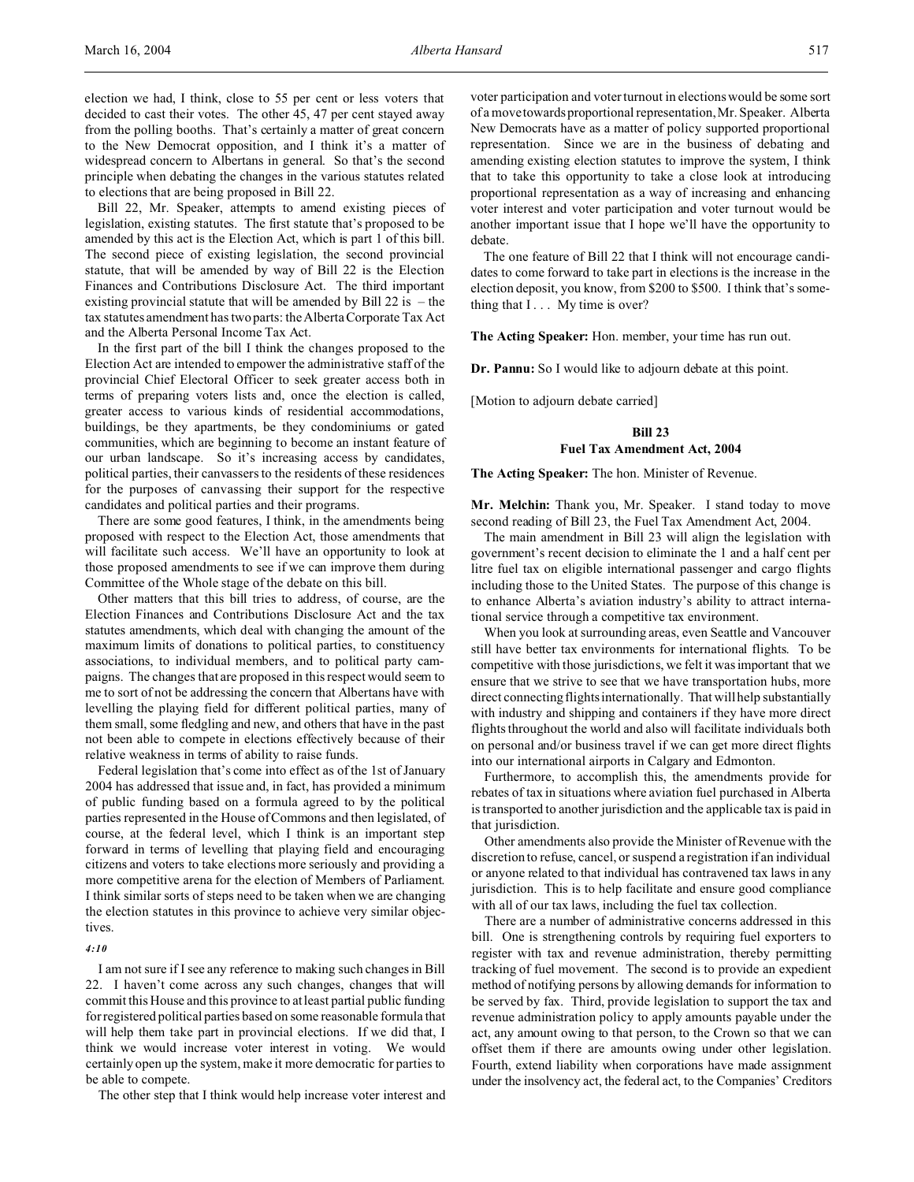election we had, I think, close to 55 per cent or less voters that decided to cast their votes. The other 45, 47 per cent stayed away from the polling booths. That's certainly a matter of great concern to the New Democrat opposition, and I think it's a matter of widespread concern to Albertans in general. So that's the second principle when debating the changes in the various statutes related to elections that are being proposed in Bill 22.

Bill 22, Mr. Speaker, attempts to amend existing pieces of legislation, existing statutes. The first statute that's proposed to be amended by this act is the Election Act, which is part 1 of this bill. The second piece of existing legislation, the second provincial statute, that will be amended by way of Bill 22 is the Election Finances and Contributions Disclosure Act. The third important existing provincial statute that will be amended by Bill 22 is – the tax statutes amendment has two parts: the Alberta Corporate Tax Act and the Alberta Personal Income Tax Act.

In the first part of the bill I think the changes proposed to the Election Act are intended to empower the administrative staff of the provincial Chief Electoral Officer to seek greater access both in terms of preparing voters lists and, once the election is called, greater access to various kinds of residential accommodations, buildings, be they apartments, be they condominiums or gated communities, which are beginning to become an instant feature of our urban landscape. So it's increasing access by candidates, political parties, their canvassers to the residents of these residences for the purposes of canvassing their support for the respective candidates and political parties and their programs.

There are some good features, I think, in the amendments being proposed with respect to the Election Act, those amendments that will facilitate such access. We'll have an opportunity to look at those proposed amendments to see if we can improve them during Committee of the Whole stage of the debate on this bill.

Other matters that this bill tries to address, of course, are the Election Finances and Contributions Disclosure Act and the tax statutes amendments, which deal with changing the amount of the maximum limits of donations to political parties, to constituency associations, to individual members, and to political party campaigns. The changes that are proposed in this respect would seem to me to sort of not be addressing the concern that Albertans have with levelling the playing field for different political parties, many of them small, some fledgling and new, and others that have in the past not been able to compete in elections effectively because of their relative weakness in terms of ability to raise funds.

Federal legislation that's come into effect as of the 1st of January 2004 has addressed that issue and, in fact, has provided a minimum of public funding based on a formula agreed to by the political parties represented in the House of Commons and then legislated, of course, at the federal level, which I think is an important step forward in terms of levelling that playing field and encouraging citizens and voters to take elections more seriously and providing a more competitive arena for the election of Members of Parliament. I think similar sorts of steps need to be taken when we are changing the election statutes in this province to achieve very similar objectives.

*4:10*

I am not sure if I see any reference to making such changes in Bill 22. I haven't come across any such changes, changes that will commit this House and this province to at least partial public funding for registered political parties based on some reasonable formula that will help them take part in provincial elections. If we did that, I think we would increase voter interest in voting. We would certainly open up the system, make it more democratic for parties to be able to compete.

The other step that I think would help increase voter interest and voter participation and voter turnout in elections would be some sort of a move towards proportional representation, Mr. Speaker. Alberta New Democrats have as a matter of policy supported proportional representation. Since we are in the business of debating and amending existing election statutes to improve the system, I think that to take this opportunity to take a close look at introducing proportional representation as a way of increasing and enhancing voter interest and voter participation and voter turnout would be another important issue that I hope we'll have the opportunity to debate.

The one feature of Bill 22 that I think will not encourage candidates to come forward to take part in elections is the increase in the election deposit, you know, from $200 to $500. I think that's something that I . . . My time is over?

**The Acting Speaker:** Hon. member, your time has run out.

**Dr. Pannu:** So I would like to adjourn debate at this point.

[Motion to adjourn debate carried]

## Bill 23
## Fuel Tax Amendment Act, 2004

**The Acting Speaker:** The hon. Minister of Revenue.

**Mr. Melchin:** Thank you, Mr. Speaker. I stand today to move second reading of Bill 23, the Fuel Tax Amendment Act, 2004.

The main amendment in Bill 23 will align the legislation with government's recent decision to eliminate the 1 and a half cent per litre fuel tax on eligible international passenger and cargo flights including those to the United States. The purpose of this change is to enhance Alberta's aviation industry's ability to attract international service through a competitive tax environment.

When you look at surrounding areas, even Seattle and Vancouver still have better tax environments for international flights. To be competitive with those jurisdictions, we felt it was important that we ensure that we strive to see that we have transportation hubs, more direct connecting flights internationally. That will help substantially with industry and shipping and containers if they have more direct flights throughout the world and also will facilitate individuals both on personal and/or business travel if we can get more direct flights into our international airports in Calgary and Edmonton.

Furthermore, to accomplish this, the amendments provide for rebates of tax in situations where aviation fuel purchased in Alberta is transported to another jurisdiction and the applicable tax is paid in that jurisdiction.

Other amendments also provide the Minister of Revenue with the discretion to refuse, cancel, or suspend a registration if an individual or anyone related to that individual has contravened tax laws in any jurisdiction. This is to help facilitate and ensure good compliance with all of our tax laws, including the fuel tax collection.

There are a number of administrative concerns addressed in this bill. One is strengthening controls by requiring fuel exporters to register with tax and revenue administration, thereby permitting tracking of fuel movement. The second is to provide an expedient method of notifying persons by allowing demands for information to be served by fax. Third, provide legislation to support the tax and revenue administration policy to apply amounts payable under the act, any amount owing to that person, to the Crown so that we can offset them if there are amounts owing under other legislation. Fourth, extend liability when corporations have made assignment under the insolvency act, the federal act, to the Companies' Creditors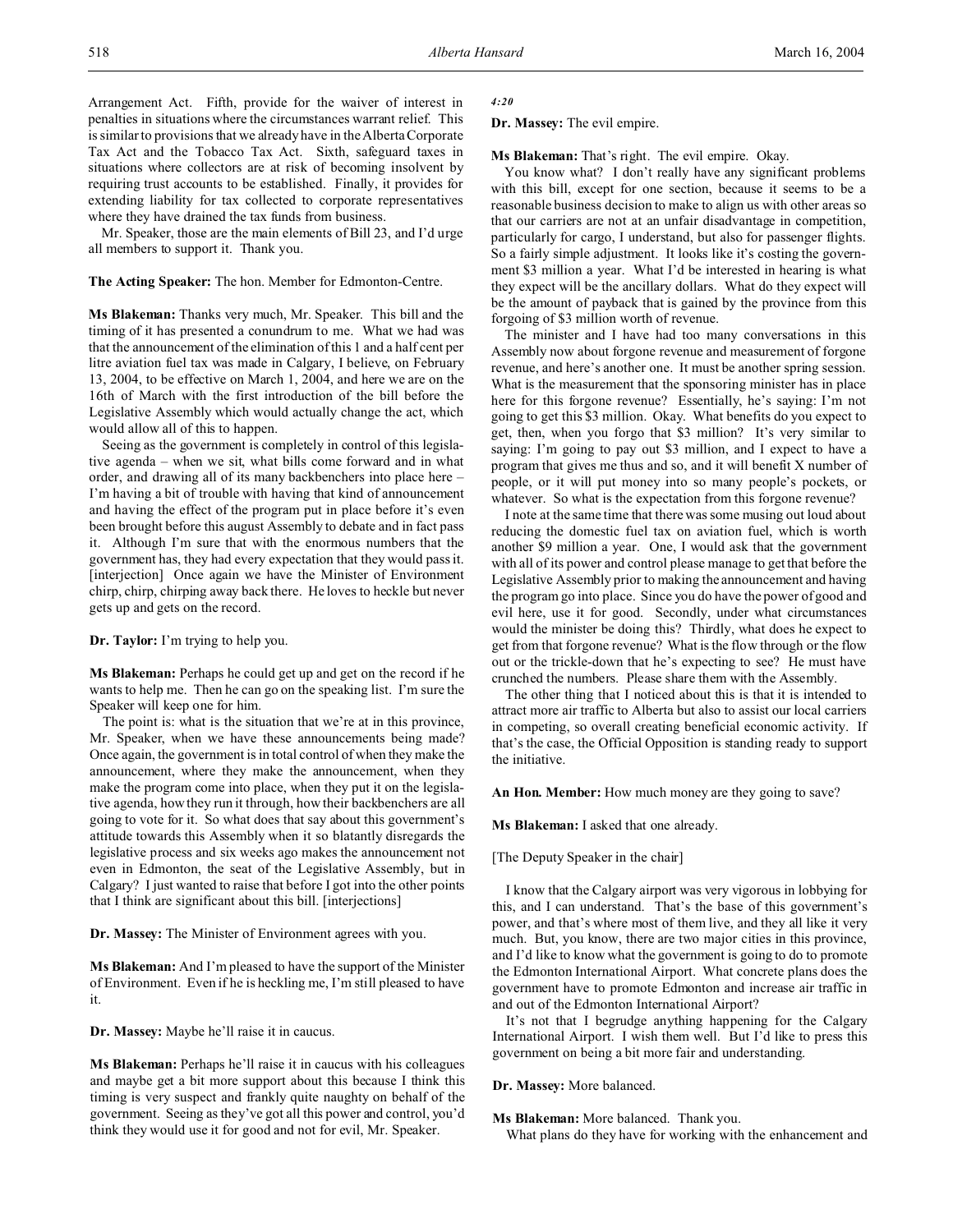Arrangement Act. Fifth, provide for the waiver of interest in penalties in situations where the circumstances warrant relief. This is similar to provisions that we already have in the Alberta Corporate Tax Act and the Tobacco Tax Act. Sixth, safeguard taxes in situations where collectors are at risk of becoming insolvent by requiring trust accounts to be established. Finally, it provides for extending liability for tax collected to corporate representatives where they have drained the tax funds from business.

Mr. Speaker, those are the main elements of Bill 23, and I'd urge all members to support it. Thank you.

**The Acting Speaker:** The hon. Member for Edmonton-Centre.

**Ms Blakeman:** Thanks very much, Mr. Speaker. This bill and the timing of it has presented a conundrum to me. What we had was that the announcement of the elimination of this 1 and a half cent per litre aviation fuel tax was made in Calgary, I believe, on February 13, 2004, to be effective on March 1, 2004, and here we are on the 16th of March with the first introduction of the bill before the Legislative Assembly which would actually change the act, which would allow all of this to happen.

Seeing as the government is completely in control of this legislative agenda – when we sit, what bills come forward and in what order, and drawing all of its many backbenchers into place here – I'm having a bit of trouble with having that kind of announcement and having the effect of the program put in place before it's even been brought before this august Assembly to debate and in fact pass it. Although I'm sure that with the enormous numbers that the government has, they had every expectation that they would pass it. [interjection] Once again we have the Minister of Environment chirp, chirp, chirping away back there. He loves to heckle but never gets up and gets on the record.

**Dr. Taylor:** I'm trying to help you.

**Ms Blakeman:** Perhaps he could get up and get on the record if he wants to help me. Then he can go on the speaking list. I'm sure the Speaker will keep one for him.

The point is: what is the situation that we're at in this province, Mr. Speaker, when we have these announcements being made? Once again, the government is in total control of when they make the announcement, where they make the announcement, when they make the program come into place, when they put it on the legislative agenda, how they run it through, how their backbenchers are all going to vote for it. So what does that say about this government's attitude towards this Assembly when it so blatantly disregards the legislative process and six weeks ago makes the announcement not even in Edmonton, the seat of the Legislative Assembly, but in Calgary? I just wanted to raise that before I got into the other points that I think are significant about this bill. [interjections]

**Dr. Massey:** The Minister of Environment agrees with you.

**Ms Blakeman:** And I'm pleased to have the support of the Minister of Environment. Even if he is heckling me, I'm still pleased to have it.

**Dr. Massey:** Maybe he'll raise it in caucus.

**Ms Blakeman:** Perhaps he'll raise it in caucus with his colleagues and maybe get a bit more support about this because I think this timing is very suspect and frankly quite naughty on behalf of the government. Seeing as they've got all this power and control, you'd think they would use it for good and not for evil, Mr. Speaker.

*4:20*

**Dr. Massey:** The evil empire.

**Ms Blakeman:** That's right. The evil empire. Okay.

You know what? I don't really have any significant problems with this bill, except for one section, because it seems to be a reasonable business decision to make to align us with other areas so that our carriers are not at an unfair disadvantage in competition, particularly for cargo, I understand, but also for passenger flights. So a fairly simple adjustment. It looks like it's costing the government $3 million a year. What I'd be interested in hearing is what they expect will be the ancillary dollars. What do they expect will be the amount of payback that is gained by the province from this forgoing of $3 million worth of revenue.

The minister and I have had too many conversations in this Assembly now about forgone revenue and measurement of forgone revenue, and here's another one. It must be another spring session. What is the measurement that the sponsoring minister has in place here for this forgone revenue? Essentially, he's saying: I'm not going to get this $3 million. Okay. What benefits do you expect to get, then, when you forgo that $3 million? It's very similar to saying: I'm going to pay out $3 million, and I expect to have a program that gives me thus and so, and it will benefit X number of people, or it will put money into so many people's pockets, or whatever. So what is the expectation from this forgone revenue?

I note at the same time that there was some musing out loud about reducing the domestic fuel tax on aviation fuel, which is worth another $9 million a year. One, I would ask that the government with all of its power and control please manage to get that before the Legislative Assembly prior to making the announcement and having the program go into place. Since you do have the power of good and evil here, use it for good. Secondly, under what circumstances would the minister be doing this? Thirdly, what does he expect to get from that forgone revenue? What is the flow through or the flow out or the trickle-down that he's expecting to see? He must have crunched the numbers. Please share them with the Assembly.

The other thing that I noticed about this is that it is intended to attract more air traffic to Alberta but also to assist our local carriers in competing, so overall creating beneficial economic activity. If that's the case, the Official Opposition is standing ready to support the initiative.

**An Hon. Member:** How much money are they going to save?

**Ms Blakeman:** I asked that one already.

[The Deputy Speaker in the chair]

I know that the Calgary airport was very vigorous in lobbying for this, and I can understand. That's the base of this government's power, and that's where most of them live, and they all like it very much. But, you know, there are two major cities in this province, and I'd like to know what the government is going to do to promote the Edmonton International Airport. What concrete plans does the government have to promote Edmonton and increase air traffic in and out of the Edmonton International Airport?

It's not that I begrudge anything happening for the Calgary International Airport. I wish them well. But I'd like to press this government on being a bit more fair and understanding.

**Dr. Massey:** More balanced.

**Ms Blakeman:** More balanced. Thank you.

What plans do they have for working with the enhancement and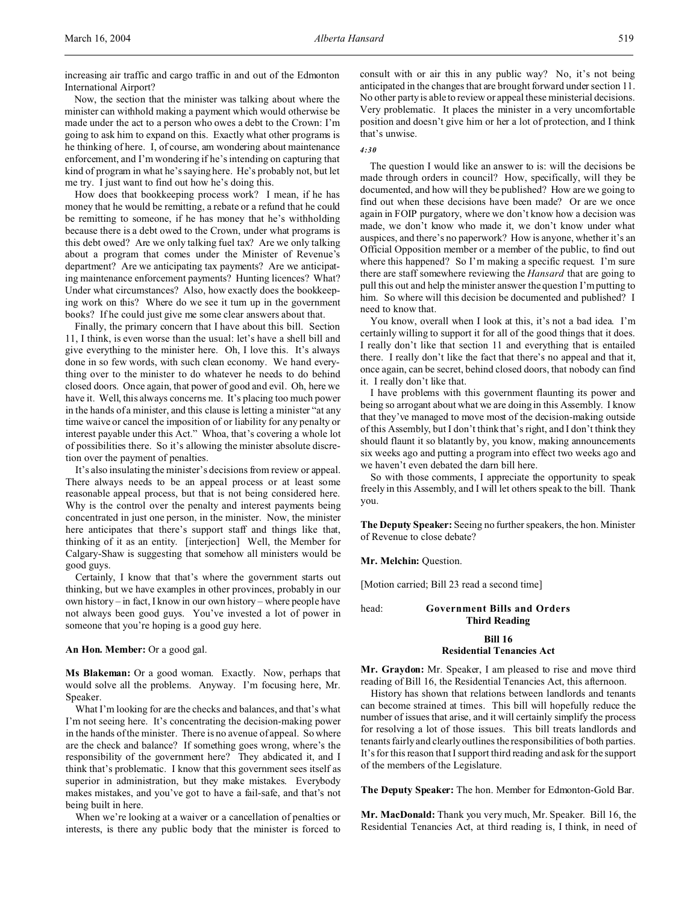increasing air traffic and cargo traffic in and out of the Edmonton International Airport?

Now, the section that the minister was talking about where the minister can withhold making a payment which would otherwise be made under the act to a person who owes a debt to the Crown: I'm going to ask him to expand on this. Exactly what other programs is he thinking of here. I, of course, am wondering about maintenance enforcement, and I'm wondering if he's intending on capturing that kind of program in what he's saying here. He's probably not, but let me try. I just want to find out how he's doing this.

How does that bookkeeping process work? I mean, if he has money that he would be remitting, a rebate or a refund that he could be remitting to someone, if he has money that he's withholding because there is a debt owed to the Crown, under what programs is this debt owed? Are we only talking fuel tax? Are we only talking about a program that comes under the Minister of Revenue's department? Are we anticipating tax payments? Are we anticipating maintenance enforcement payments? Hunting licences? What? Under what circumstances? Also, how exactly does the bookkeeping work on this? Where do we see it turn up in the government books? If he could just give me some clear answers about that.

Finally, the primary concern that I have about this bill. Section 11, I think, is even worse than the usual: let's have a shell bill and give everything to the minister here. Oh, I love this. It's always done in so few words, with such clean economy. We hand everything over to the minister to do whatever he needs to do behind closed doors. Once again, that power of good and evil. Oh, here we have it. Well, this always concerns me. It's placing too much power in the hands of a minister, and this clause is letting a minister "at any time waive or cancel the imposition of or liability for any penalty or interest payable under this Act." Whoa, that's covering a whole lot of possibilities there. So it's allowing the minister absolute discretion over the payment of penalties.

It's also insulating the minister's decisions from review or appeal. There always needs to be an appeal process or at least some reasonable appeal process, but that is not being considered here. Why is the control over the penalty and interest payments being concentrated in just one person, in the minister. Now, the minister here anticipates that there's support staff and things like that, thinking of it as an entity. [interjection] Well, the Member for Calgary-Shaw is suggesting that somehow all ministers would be good guys.

Certainly, I know that that's where the government starts out thinking, but we have examples in other provinces, probably in our own history – in fact, I know in our own history – where people have not always been good guys. You've invested a lot of power in someone that you're hoping is a good guy here.

**An Hon. Member:** Or a good gal.

**Ms Blakeman:** Or a good woman. Exactly. Now, perhaps that would solve all the problems. Anyway. I'm focusing here, Mr. Speaker.

What I'm looking for are the checks and balances, and that's what I'm not seeing here. It's concentrating the decision-making power in the hands of the minister. There is no avenue of appeal. So where are the check and balance? If something goes wrong, where's the responsibility of the government here? They abdicated it, and I think that's problematic. I know that this government sees itself as superior in administration, but they make mistakes. Everybody makes mistakes, and you've got to have a fail-safe, and that's not being built in here.

When we're looking at a waiver or a cancellation of penalties or interests, is there any public body that the minister is forced to consult with or air this in any public way? No, it's not being anticipated in the changes that are brought forward under section 11. No other party is able to review or appeal these ministerial decisions. Very problematic. It places the minister in a very uncomfortable position and doesn't give him or her a lot of protection, and I think that's unwise.

*4:30*

The question I would like an answer to is: will the decisions be made through orders in council? How, specifically, will they be documented, and how will they be published? How are we going to find out when these decisions have been made? Or are we once again in FOIP purgatory, where we don't know how a decision was made, we don't know who made it, we don't know under what auspices, and there's no paperwork? How is anyone, whether it's an Official Opposition member or a member of the public, to find out where this happened? So I'm making a specific request. I'm sure there are staff somewhere reviewing the *Hansard* that are going to pull this out and help the minister answer the question I'm putting to him. So where will this decision be documented and published? I need to know that.

You know, overall when I look at this, it's not a bad idea. I'm certainly willing to support it for all of the good things that it does. I really don't like that section 11 and everything that is entailed there. I really don't like the fact that there's no appeal and that it, once again, can be secret, behind closed doors, that nobody can find it. I really don't like that.

I have problems with this government flaunting its power and being so arrogant about what we are doing in this Assembly. I know that they've managed to move most of the decision-making outside of this Assembly, but I don't think that's right, and I don't think they should flaunt it so blatantly by, you know, making announcements six weeks ago and putting a program into effect two weeks ago and we haven't even debated the darn bill here.

So with those comments, I appreciate the opportunity to speak freely in this Assembly, and I will let others speak to the bill. Thank you.

**The Deputy Speaker:** Seeing no further speakers, the hon. Minister of Revenue to close debate?

**Mr. Melchin:** Question.

[Motion carried; Bill 23 read a second time]

head: **Government Bills and Orders**
**Third Reading**

## Bill 16
## Residential Tenancies Act

**Mr. Graydon:** Mr. Speaker, I am pleased to rise and move third reading of Bill 16, the Residential Tenancies Act, this afternoon.

History has shown that relations between landlords and tenants can become strained at times. This bill will hopefully reduce the number of issues that arise, and it will certainly simplify the process for resolving a lot of those issues. This bill treats landlords and tenants fairly and clearly outlines the responsibilities of both parties. It's for this reason that I support third reading and ask for the support of the members of the Legislature.

**The Deputy Speaker:** The hon. Member for Edmonton-Gold Bar.

**Mr. MacDonald:** Thank you very much, Mr. Speaker. Bill 16, the Residential Tenancies Act, at third reading is, I think, in need of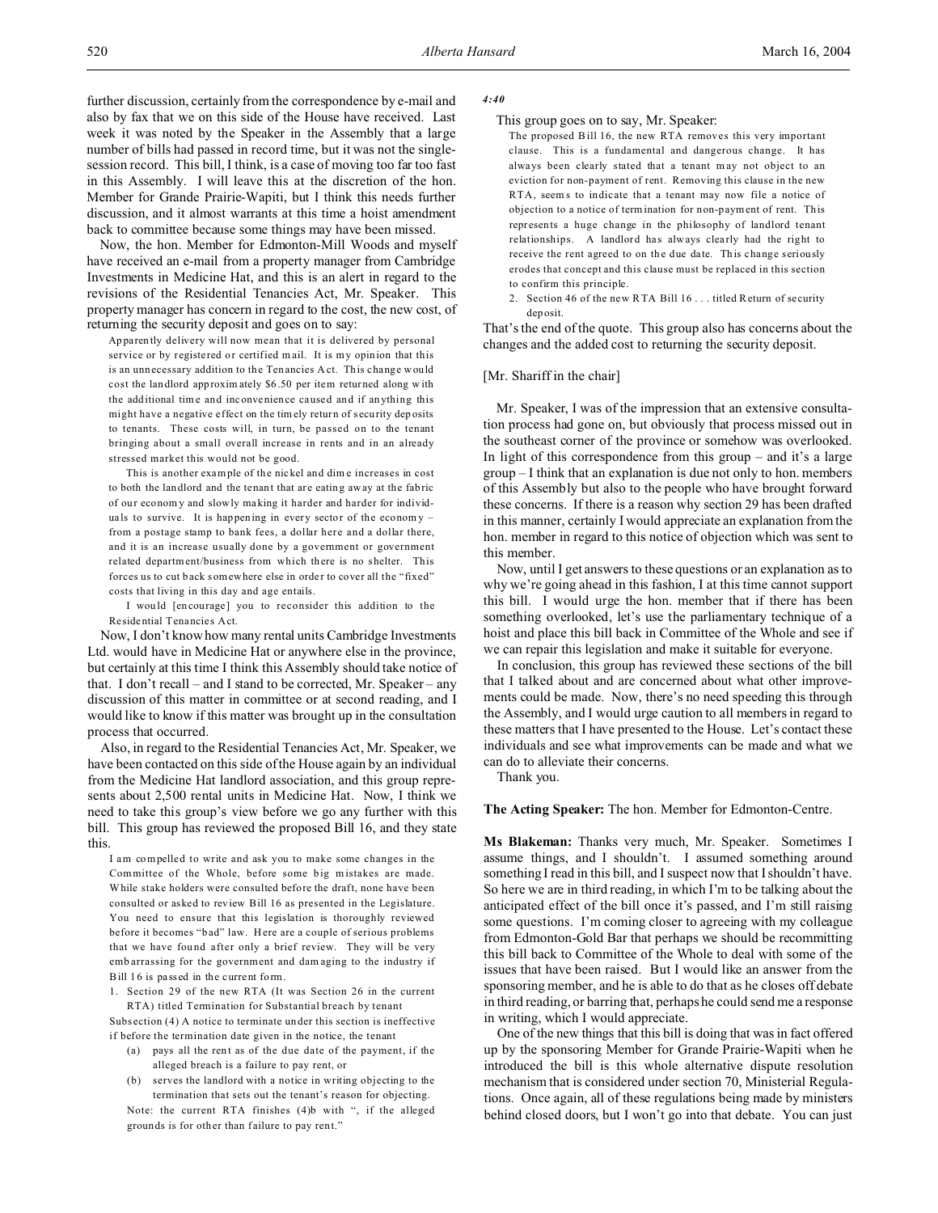further discussion, certainly from the correspondence by e-mail and also by fax that we on this side of the House have received. Last week it was noted by the Speaker in the Assembly that a large number of bills had passed in record time, but it was not the single-session record. This bill, I think, is a case of moving too far too fast in this Assembly. I will leave this at the discretion of the hon. Member for Grande Prairie-Wapiti, but I think this needs further discussion, and it almost warrants at this time a hoist amendment back to committee because some things may have been missed.

Now, the hon. Member for Edmonton-Mill Woods and myself have received an e-mail from a property manager from Cambridge Investments in Medicine Hat, and this is an alert in regard to the revisions of the Residential Tenancies Act, Mr. Speaker. This property manager has concern in regard to the cost, the new cost, of returning the security deposit and goes on to say:

> Apparently delivery will now mean that it is delivered by personal service or by registered or certified mail. It is my opinion that this is an unnecessary addition to the Tenancies Act. This change would cost the landlord approximately $6.50 per item returned along with the additional time and inconvenience caused and if anything this might have a negative effect on the timely return of security deposits to tenants. These costs will, in turn, be passed on to the tenant bringing about a small overall increase in rents and in an already stressed market this would not be good.
>
> This is another example of the nickel and dime increases in cost to both the landlord and the tenant that are eating away at the fabric of our economy and slowly making it harder and harder for individuals to survive. It is happening in every sector of the economy – from a postage stamp to bank fees, a dollar here and a dollar there, and it is an increase usually done by a government or government related department/business from which there is no shelter. This forces us to cut back somewhere else in order to cover all the "fixed" costs that living in this day and age entails.
>
> I would [encourage] you to reconsider this addition to the Residential Tenancies Act.

Now, I don't know how many rental units Cambridge Investments Ltd. would have in Medicine Hat or anywhere else in the province, but certainly at this time I think this Assembly should take notice of that. I don't recall – and I stand to be corrected, Mr. Speaker – any discussion of this matter in committee or at second reading, and I would like to know if this matter was brought up in the consultation process that occurred.

Also, in regard to the Residential Tenancies Act, Mr. Speaker, we have been contacted on this side of the House again by an individual from the Medicine Hat landlord association, and this group represents about 2,500 rental units in Medicine Hat. Now, I think we need to take this group's view before we go any further with this bill. This group has reviewed the proposed Bill 16, and they state this.

> I am compelled to write and ask you to make some changes in the Committee of the Whole, before some big mistakes are made. While stake holders were consulted before the draft, none have been consulted or asked to review Bill 16 as presented in the Legislature. You need to ensure that this legislation is thoroughly reviewed before it becomes "bad" law. Here are a couple of serious problems that we have found after only a brief review. They will be very embarrassing for the government and damaging to the industry if Bill 16 is passed in the current form.
>
> 1. Section 29 of the new RTA (It was Section 26 in the current RTA) titled Termination for Substantial breach by tenant
>
> Subsection (4) A notice to terminate under this section is ineffective if before the termination date given in the notice, the tenant
>
> (a) pays all the rent as of the due date of the payment, if the alleged breach is a failure to pay rent, or
>
> (b) serves the landlord with a notice in writing objecting to the termination that sets out the tenant's reason for objecting.
>
> Note: the current RTA finishes (4)b with ", if the alleged grounds is for other than failure to pay rent."

*4:40*

This group goes on to say, Mr. Speaker:

> The proposed Bill 16, the new RTA removes this very important clause. This is a fundamental and dangerous change. It has always been clearly stated that a tenant may not object to an eviction for non-payment of rent. Removing this clause in the new RTA, seems to indicate that a tenant may now file a notice of objection to a notice of termination for non-payment of rent. This represents a huge change in the philosophy of landlord tenant relationships. A landlord has always clearly had the right to receive the rent agreed to on the due date. This change seriously erodes that concept and this clause must be replaced in this section to confirm this principle.
>
> 2. Section 46 of the new RTA Bill 16 . . . titled Return of security deposit.

That's the end of the quote. This group also has concerns about the changes and the added cost to returning the security deposit.

[Mr. Shariff in the chair]

Mr. Speaker, I was of the impression that an extensive consultation process had gone on, but obviously that process missed out in the southeast corner of the province or somehow was overlooked. In light of this correspondence from this group – and it's a large group – I think that an explanation is due not only to hon. members of this Assembly but also to the people who have brought forward these concerns. If there is a reason why section 29 has been drafted in this manner, certainly I would appreciate an explanation from the hon. member in regard to this notice of objection which was sent to this member.

Now, until I get answers to these questions or an explanation as to why we're going ahead in this fashion, I at this time cannot support this bill. I would urge the hon. member that if there has been something overlooked, let's use the parliamentary technique of a hoist and place this bill back in Committee of the Whole and see if we can repair this legislation and make it suitable for everyone.

In conclusion, this group has reviewed these sections of the bill that I talked about and are concerned about what other improvements could be made. Now, there's no need speeding this through the Assembly, and I would urge caution to all members in regard to these matters that I have presented to the House. Let's contact these individuals and see what improvements can be made and what we can do to alleviate their concerns.

Thank you.

**The Acting Speaker:** The hon. Member for Edmonton-Centre.

**Ms Blakeman:** Thanks very much, Mr. Speaker. Sometimes I assume things, and I shouldn't. I assumed something around something I read in this bill, and I suspect now that I shouldn't have. So here we are in third reading, in which I'm to be talking about the anticipated effect of the bill once it's passed, and I'm still raising some questions. I'm coming closer to agreeing with my colleague from Edmonton-Gold Bar that perhaps we should be recommitting this bill back to Committee of the Whole to deal with some of the issues that have been raised. But I would like an answer from the sponsoring member, and he is able to do that as he closes off debate in third reading, or barring that, perhaps he could send me a response in writing, which I would appreciate.

One of the new things that this bill is doing that was in fact offered up by the sponsoring Member for Grande Prairie-Wapiti when he introduced the bill is this whole alternative dispute resolution mechanism that is considered under section 70, Ministerial Regulations. Once again, all of these regulations being made by ministers behind closed doors, but I won't go into that debate. You can just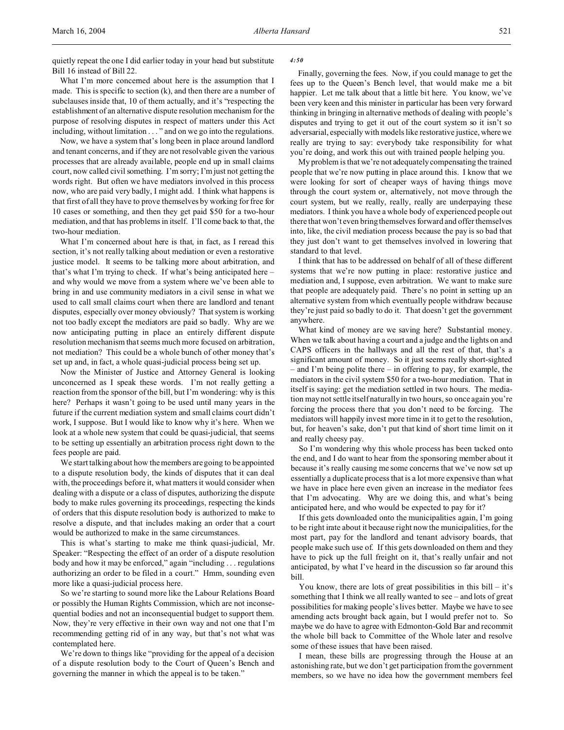quietly repeat the one I did earlier today in your head but substitute Bill 16 instead of Bill 22.

What I'm more concerned about here is the assumption that I made. This is specific to section (k), and then there are a number of subclauses inside that, 10 of them actually, and it's "respecting the establishment of an alternative dispute resolution mechanism for the purpose of resolving disputes in respect of matters under this Act including, without limitation . . ." and on we go into the regulations.

Now, we have a system that's long been in place around landlord and tenant concerns, and if they are not resolvable given the various processes that are already available, people end up in small claims court, now called civil something. I'm sorry; I'm just not getting the words right. But often we have mediators involved in this process now, who are paid very badly, I might add. I think what happens is that first of all they have to prove themselves by working for free for 10 cases or something, and then they get paid $50 for a two-hour mediation, and that has problems in itself. I'll come back to that, the two-hour mediation.

What I'm concerned about here is that, in fact, as I reread this section, it's not really talking about mediation or even a restorative justice model. It seems to be talking more about arbitration, and that's what I'm trying to check. If what's being anticipated here – and why would we move from a system where we've been able to bring in and use community mediators in a civil sense in what we used to call small claims court when there are landlord and tenant disputes, especially over money obviously? That system is working not too badly except the mediators are paid so badly. Why are we now anticipating putting in place an entirely different dispute resolution mechanism that seems much more focused on arbitration, not mediation? This could be a whole bunch of other money that's set up and, in fact, a whole quasi-judicial process being set up.

Now the Minister of Justice and Attorney General is looking unconcerned as I speak these words. I'm not really getting a reaction from the sponsor of the bill, but I'm wondering: why is this here? Perhaps it wasn't going to be used until many years in the future if the current mediation system and small claims court didn't work, I suppose. But I would like to know why it's here. When we look at a whole new system that could be quasi-judicial, that seems to be setting up essentially an arbitration process right down to the fees people are paid.

We start talking about how the members are going to be appointed to a dispute resolution body, the kinds of disputes that it can deal with, the proceedings before it, what matters it would consider when dealing with a dispute or a class of disputes, authorizing the dispute body to make rules governing its proceedings, respecting the kinds of orders that this dispute resolution body is authorized to make to resolve a dispute, and that includes making an order that a court would be authorized to make in the same circumstances.

This is what's starting to make me think quasi-judicial, Mr. Speaker: "Respecting the effect of an order of a dispute resolution body and how it may be enforced," again "including . . . regulations authorizing an order to be filed in a court." Hmm, sounding even more like a quasi-judicial process here.

So we're starting to sound more like the Labour Relations Board or possibly the Human Rights Commission, which are not inconsequential bodies and not an inconsequential budget to support them. Now, they're very effective in their own way and not one that I'm recommending getting rid of in any way, but that's not what was contemplated here.

We're down to things like "providing for the appeal of a decision of a dispute resolution body to the Court of Queen's Bench and governing the manner in which the appeal is to be taken."

*4:50*

Finally, governing the fees. Now, if you could manage to get the fees up to the Queen's Bench level, that would make me a bit happier. Let me talk about that a little bit here. You know, we've been very keen and this minister in particular has been very forward thinking in bringing in alternative methods of dealing with people's disputes and trying to get it out of the court system so it isn't so adversarial, especially with models like restorative justice, where we really are trying to say: everybody take responsibility for what you're doing, and work this out with trained people helping you.

My problem is that we're not adequately compensating the trained people that we're now putting in place around this. I know that we were looking for sort of cheaper ways of having things move through the court system or, alternatively, not move through the court system, but we really, really, really are underpaying these mediators. I think you have a whole body of experienced people out there that won't even bring themselves forward and offer themselves into, like, the civil mediation process because the pay is so bad that they just don't want to get themselves involved in lowering that standard to that level.

I think that has to be addressed on behalf of all of these different systems that we're now putting in place: restorative justice and mediation and, I suppose, even arbitration. We want to make sure that people are adequately paid. There's no point in setting up an alternative system from which eventually people withdraw because they're just paid so badly to do it. That doesn't get the government anywhere.

What kind of money are we saving here? Substantial money. When we talk about having a court and a judge and the lights on and CAPS officers in the hallways and all the rest of that, that's a significant amount of money. So it just seems really short-sighted – and I'm being polite there – in offering to pay, for example, the mediators in the civil system $50 for a two-hour mediation. That in itself is saying: get the mediation settled in two hours. The mediation may not settle itself naturally in two hours, so once again you're forcing the process there that you don't need to be forcing. The mediators will happily invest more time in it to get to the resolution, but, for heaven's sake, don't put that kind of short time limit on it and really cheesy pay.

So I'm wondering why this whole process has been tacked onto the end, and I do want to hear from the sponsoring member about it because it's really causing me some concerns that we've now set up essentially a duplicate process that is a lot more expensive than what we have in place here even given an increase in the mediator fees that I'm advocating. Why are we doing this, and what's being anticipated here, and who would be expected to pay for it?

If this gets downloaded onto the municipalities again, I'm going to be right irate about it because right now the municipalities, for the most part, pay for the landlord and tenant advisory boards, that people make such use of. If this gets downloaded on them and they have to pick up the full freight on it, that's really unfair and not anticipated, by what I've heard in the discussion so far around this bill.

You know, there are lots of great possibilities in this bill – it's something that I think we all really wanted to see – and lots of great possibilities for making people's lives better. Maybe we have to see amending acts brought back again, but I would prefer not to. So maybe we do have to agree with Edmonton-Gold Bar and recommit the whole bill back to Committee of the Whole later and resolve some of these issues that have been raised.

I mean, these bills are progressing through the House at an astonishing rate, but we don't get participation from the government members, so we have no idea how the government members feel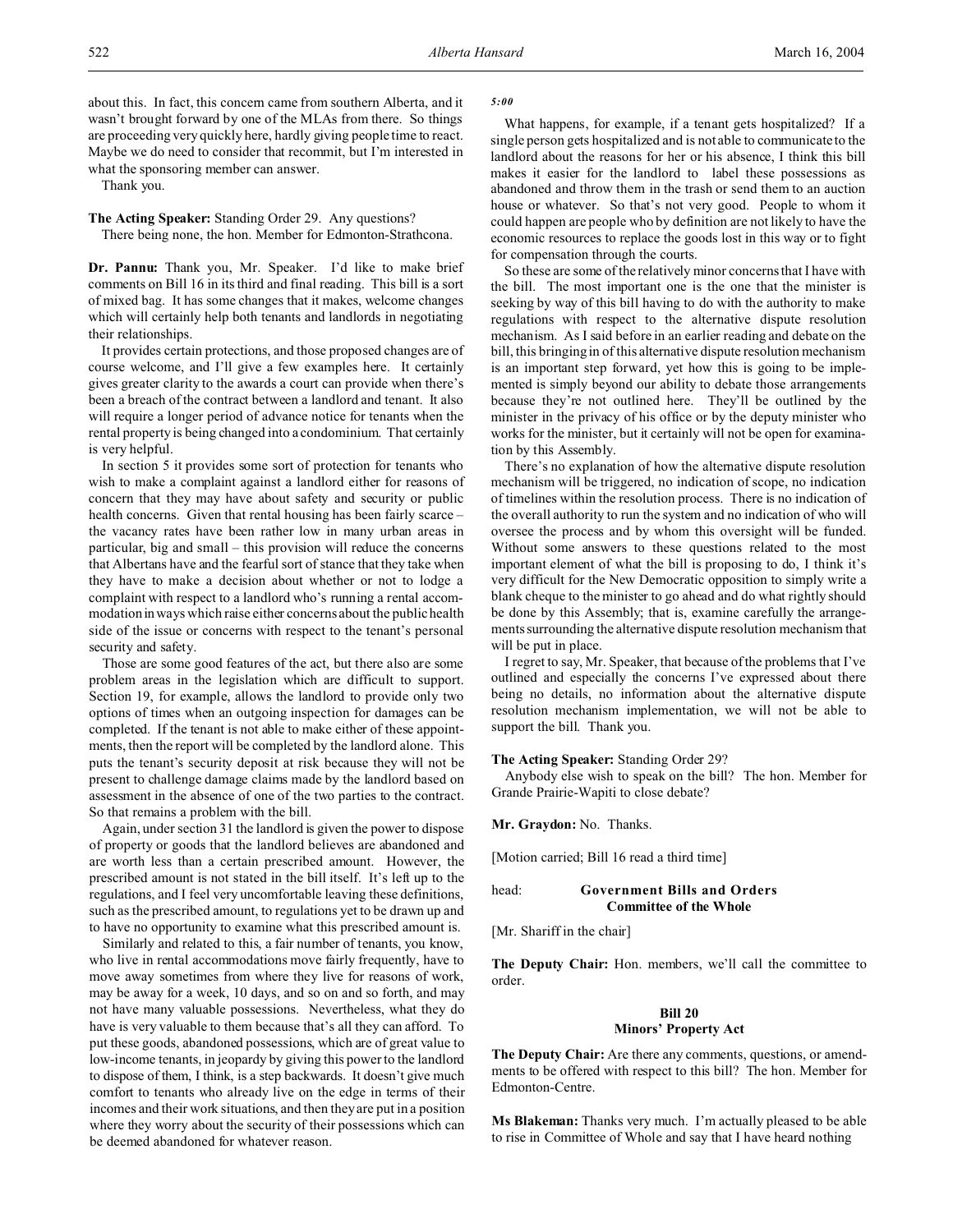about this. In fact, this concern came from southern Alberta, and it wasn't brought forward by one of the MLAs from there. So things are proceeding very quickly here, hardly giving people time to react. Maybe we do need to consider that recommit, but I'm interested in what the sponsoring member can answer.

Thank you.

**The Acting Speaker:** Standing Order 29. Any questions?

There being none, the hon. Member for Edmonton-Strathcona.

**Dr. Pannu:** Thank you, Mr. Speaker. I'd like to make brief comments on Bill 16 in its third and final reading. This bill is a sort of mixed bag. It has some changes that it makes, welcome changes which will certainly help both tenants and landlords in negotiating their relationships.

It provides certain protections, and those proposed changes are of course welcome, and I'll give a few examples here. It certainly gives greater clarity to the awards a court can provide when there's been a breach of the contract between a landlord and tenant. It also will require a longer period of advance notice for tenants when the rental property is being changed into a condominium. That certainly is very helpful.

In section 5 it provides some sort of protection for tenants who wish to make a complaint against a landlord either for reasons of concern that they may have about safety and security or public health concerns. Given that rental housing has been fairly scarce – the vacancy rates have been rather low in many urban areas in particular, big and small – this provision will reduce the concerns that Albertans have and the fearful sort of stance that they take when they have to make a decision about whether or not to lodge a complaint with respect to a landlord who's running a rental accommodation in ways which raise either concerns about the public health side of the issue or concerns with respect to the tenant's personal security and safety.

Those are some good features of the act, but there also are some problem areas in the legislation which are difficult to support. Section 19, for example, allows the landlord to provide only two options of times when an outgoing inspection for damages can be completed. If the tenant is not able to make either of these appointments, then the report will be completed by the landlord alone. This puts the tenant's security deposit at risk because they will not be present to challenge damage claims made by the landlord based on assessment in the absence of one of the two parties to the contract. So that remains a problem with the bill.

Again, under section 31 the landlord is given the power to dispose of property or goods that the landlord believes are abandoned and are worth less than a certain prescribed amount. However, the prescribed amount is not stated in the bill itself. It's left up to the regulations, and I feel very uncomfortable leaving these definitions, such as the prescribed amount, to regulations yet to be drawn up and to have no opportunity to examine what this prescribed amount is.

Similarly and related to this, a fair number of tenants, you know, who live in rental accommodations move fairly frequently, have to move away sometimes from where they live for reasons of work, may be away for a week, 10 days, and so on and so forth, and may not have many valuable possessions. Nevertheless, what they do have is very valuable to them because that's all they can afford. To put these goods, abandoned possessions, which are of great value to low-income tenants, in jeopardy by giving this power to the landlord to dispose of them, I think, is a step backwards. It doesn't give much comfort to tenants who already live on the edge in terms of their incomes and their work situations, and then they are put in a position where they worry about the security of their possessions which can be deemed abandoned for whatever reason.

*5:00*

What happens, for example, if a tenant gets hospitalized? If a single person gets hospitalized and is not able to communicate to the landlord about the reasons for her or his absence, I think this bill makes it easier for the landlord to label these possessions as abandoned and throw them in the trash or send them to an auction house or whatever. So that's not very good. People to whom it could happen are people who by definition are not likely to have the economic resources to replace the goods lost in this way or to fight for compensation through the courts.

So these are some of the relatively minor concerns that I have with the bill. The most important one is the one that the minister is seeking by way of this bill having to do with the authority to make regulations with respect to the alternative dispute resolution mechanism. As I said before in an earlier reading and debate on the bill, this bringing in of this alternative dispute resolution mechanism is an important step forward, yet how this is going to be implemented is simply beyond our ability to debate those arrangements because they're not outlined here. They'll be outlined by the minister in the privacy of his office or by the deputy minister who works for the minister, but it certainly will not be open for examination by this Assembly.

There's no explanation of how the alternative dispute resolution mechanism will be triggered, no indication of scope, no indication of timelines within the resolution process. There is no indication of the overall authority to run the system and no indication of who will oversee the process and by whom this oversight will be funded. Without some answers to these questions related to the most important element of what the bill is proposing to do, I think it's very difficult for the New Democratic opposition to simply write a blank cheque to the minister to go ahead and do what rightly should be done by this Assembly; that is, examine carefully the arrangements surrounding the alternative dispute resolution mechanism that will be put in place.

I regret to say, Mr. Speaker, that because of the problems that I've outlined and especially the concerns I've expressed about there being no details, no information about the alternative dispute resolution mechanism implementation, we will not be able to support the bill. Thank you.

**The Acting Speaker:** Standing Order 29?

Anybody else wish to speak on the bill? The hon. Member for Grande Prairie-Wapiti to close debate?

**Mr. Graydon:** No. Thanks.

[Motion carried; Bill 16 read a third time]

head: **Government Bills and Orders**
**Committee of the Whole**

[Mr. Shariff in the chair]

**The Deputy Chair:** Hon. members, we'll call the committee to order.

### Bill 20
### Minors' Property Act

**The Deputy Chair:** Are there any comments, questions, or amendments to be offered with respect to this bill? The hon. Member for Edmonton-Centre.

**Ms Blakeman:** Thanks very much. I'm actually pleased to be able to rise in Committee of Whole and say that I have heard nothing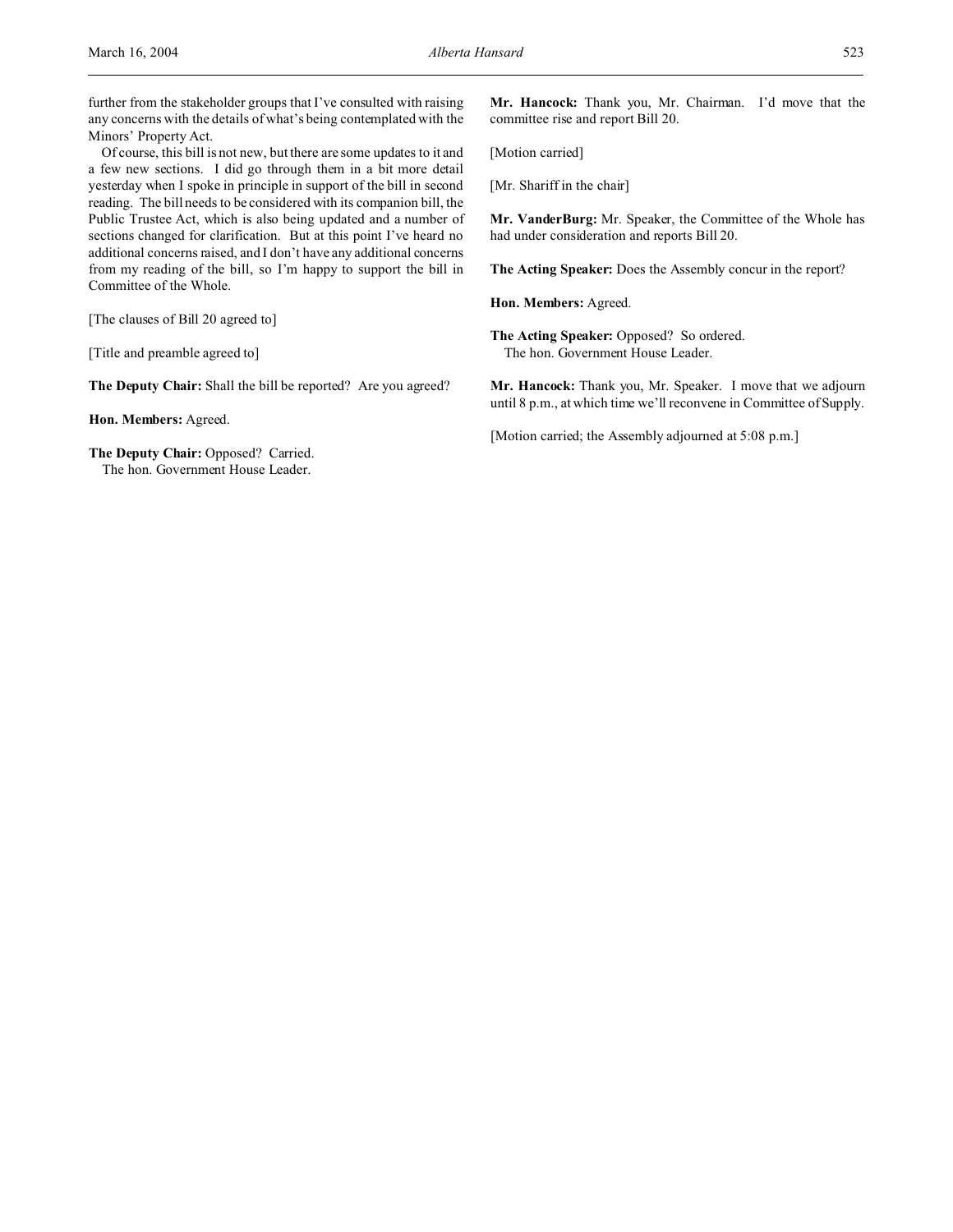further from the stakeholder groups that I've consulted with raising any concerns with the details of what's being contemplated with the Minors' Property Act.

Of course, this bill is not new, but there are some updates to it and a few new sections. I did go through them in a bit more detail yesterday when I spoke in principle in support of the bill in second reading. The bill needs to be considered with its companion bill, the Public Trustee Act, which is also being updated and a number of sections changed for clarification. But at this point I've heard no additional concerns raised, and I don't have any additional concerns from my reading of the bill, so I'm happy to support the bill in Committee of the Whole.

[The clauses of Bill 20 agreed to]

[Title and preamble agreed to]

**The Deputy Chair:** Shall the bill be reported? Are you agreed?

**Hon. Members:** Agreed.

**The Deputy Chair:** Opposed? Carried.
The hon. Government House Leader.

**Mr. Hancock:** Thank you, Mr. Chairman. I'd move that the committee rise and report Bill 20.

[Motion carried]

[Mr. Shariff in the chair]

**Mr. VanderBurg:** Mr. Speaker, the Committee of the Whole has had under consideration and reports Bill 20.

**The Acting Speaker:** Does the Assembly concur in the report?

**Hon. Members:** Agreed.

**The Acting Speaker:** Opposed? So ordered.
The hon. Government House Leader.

**Mr. Hancock:** Thank you, Mr. Speaker. I move that we adjourn until 8 p.m., at which time we'll reconvene in Committee of Supply.

[Motion carried; the Assembly adjourned at 5:08 p.m.]